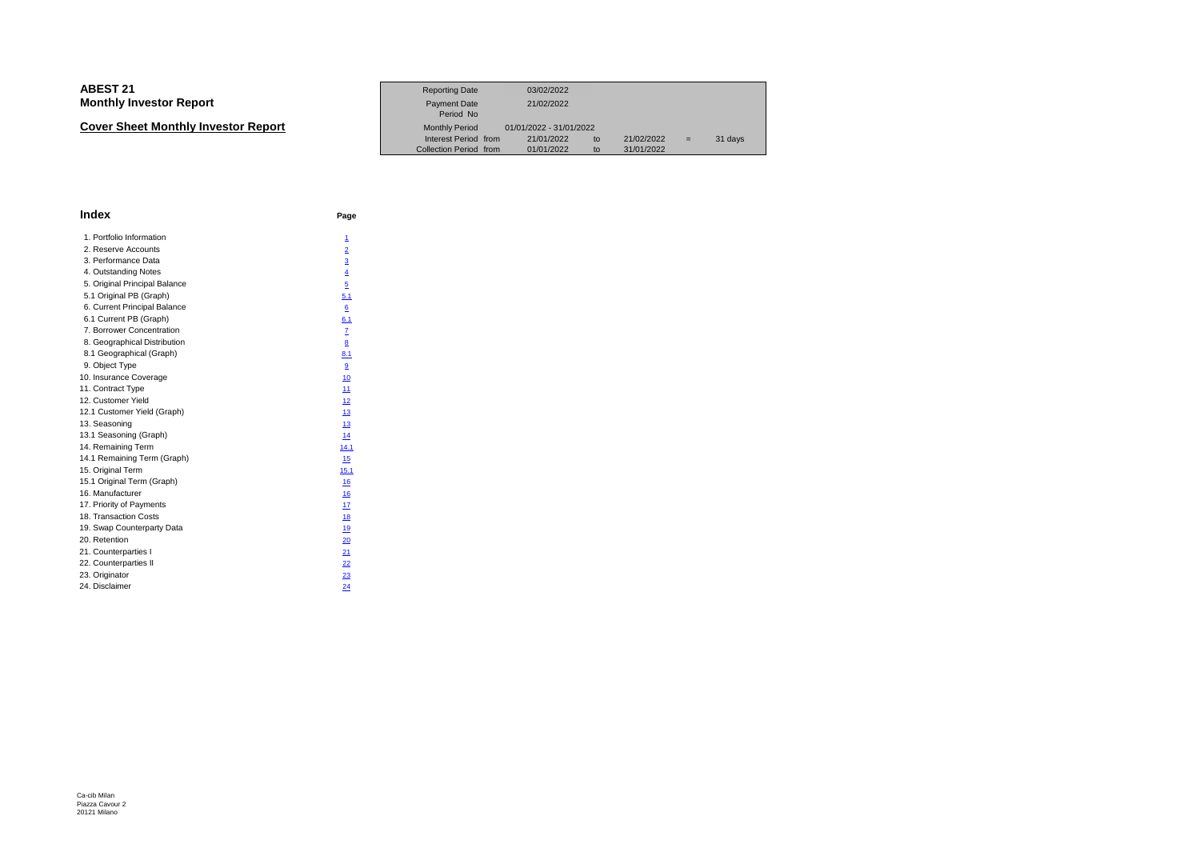# ABEST 21
## Monthly Investor Report

### Cover Sheet Monthly Investor Report

| | | | | | | |
|---|---|---|---|---|---|---|
| Reporting Date | | 03/02/2022 | | | | |
| Payment Date | | 21/02/2022 | | | | |
| Period No | | | | | | |
| Monthly Period | | 01/01/2022 - 31/01/2022 | | | | |
| Interest Period | from | 21/01/2022 | to | 21/02/2022 | = | 31 days |
| Collection Period | from | 01/01/2022 | to | 31/01/2022 | | |

## Index

| | Page |
|---|---|
| 1. Portfolio Information | 1 |
| 2. Reserve Accounts | 2 |
| 3. Performance Data | 3 |
| 4. Outstanding Notes | 4 |
| 5. Original Principal Balance | 5 |
| 5.1 Original PB (Graph) | 5.1 |
| 6. Current Principal Balance | 6 |
| 6.1 Current PB (Graph) | 6.1 |
| 7. Borrower Concentration | 7 |
| 8. Geographical Distribution | 8 |
| 8.1 Geographical (Graph) | 8.1 |
| 9. Object Type | 9 |
| 10. Insurance Coverage | 10 |
| 11. Contract Type | 11 |
| 12. Customer Yield | 12 |
| 12.1 Customer Yield (Graph) | 13 |
| 13. Seasoning | 13 |
| 13.1 Seasoning (Graph) | 14 |
| 14. Remaining Term | 14.1 |
| 14.1 Remaining Term (Graph) | 15 |
| 15. Original Term | 15.1 |
| 15.1 Original Term (Graph) | 16 |
| 16. Manufacturer | 16 |
| 17. Priority of Payments | 17 |
| 18. Transaction Costs | 18 |
| 19. Swap Counterparty Data | 19 |
| 20. Retention | 20 |
| 21. Counterparties I | 21 |
| 22. Counterparties II | 22 |
| 23. Originator | 23 |
| 24. Disclaimer | 24 |

Ca-cib Milan
Piazza Cavour 2
20121 Milano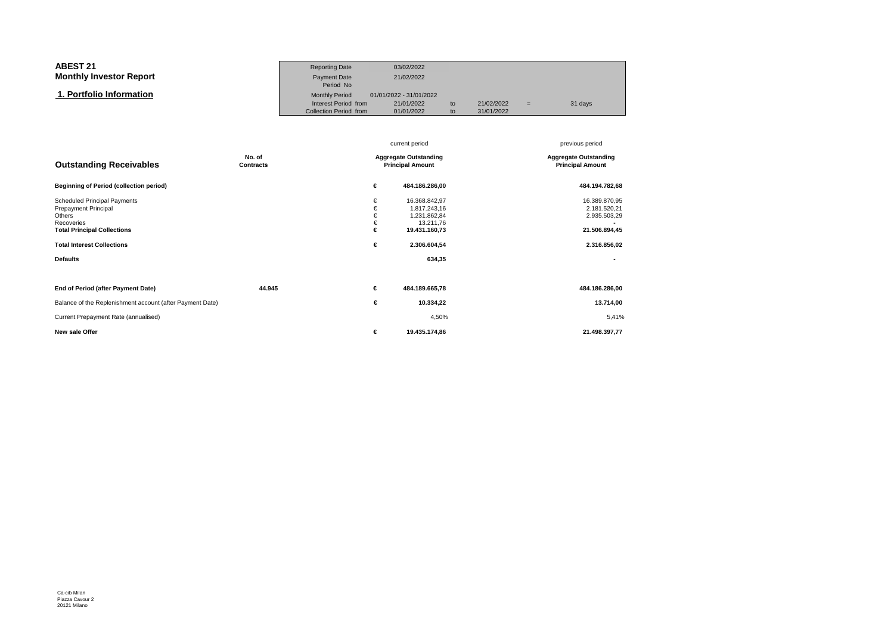**ABEST 21**
**Monthly Investor Report**

## 1. Portfolio Information

| | | | | | |
|---|---|---|---|---|---|
| Reporting Date | 03/02/2022 | | | | |
| Payment Date | 21/02/2022 | | | | |
| Period No | | | | | |
| Monthly Period | 01/01/2022 - 31/01/2022 | | | | |
| Interest Period from | 21/01/2022 | to | 21/02/2022 | = | 31 days |
| Collection Period from | 01/01/2022 | to | 31/01/2022 | | |

| Outstanding Receivables | No. of Contracts | | current period<br>Aggregate Outstanding Principal Amount | previous period<br>Aggregate Outstanding Principal Amount |
|---|---|---|---|---|
| **Beginning of Period (collection period)** | | € | **484.186.286,00** | **484.194.782,68** |
| Scheduled Principal Payments | | € | 16.368.842,97 | 16.389.870,95 |
| Prepayment Principal | | € | 1.817.243,16 | 2.181.520,21 |
| Others | | € | 1.231.862,84 | 2.935.503,29 |
| Recoveries | | € | 13.211,76 | - |
| **Total Principal Collections** | | € | **19.431.160,73** | **21.506.894,45** |
| **Total Interest Collections** | | € | **2.306.604,54** | **2.316.856,02** |
| **Defaults** | | | **634,35** | **-** |
| **End of Period (after Payment Date)** | **44.945** | € | **484.189.665,78** | **484.186.286,00** |
| Balance of the Replenishment account (after Payment Date) | | € | **10.334,22** | **13.714,00** |
| Current Prepayment Rate (annualised) | | | 4,50% | 5,41% |
| **New sale Offer** | | € | **19.435.174,86** | **21.498.397,77** |

Ca-cib Milan
Piazza Cavour 2
20121 Milano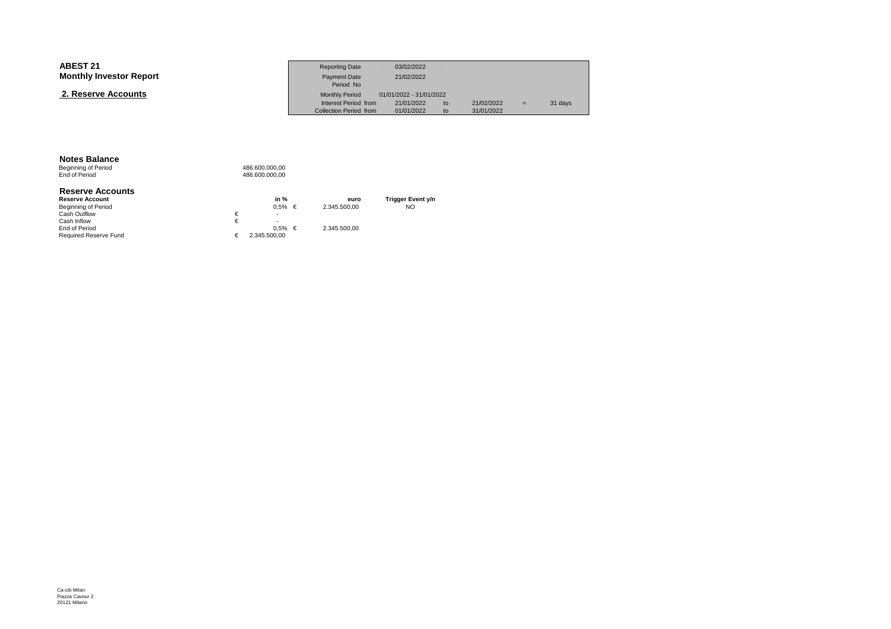# ABEST 21
## Monthly Investor Report

### 2. Reserve Accounts

| | | | | | | |
|---|---|---|---|---|---|---|
| Reporting Date | 03/02/2022 | | | | | |
| Payment Date | 21/02/2022 | | | | | |
| Period No | | | | | | |
| Monthly Period | 01/01/2022 - 31/01/2022 | | | | | |
| Interest Period from | 21/01/2022 | to | 21/02/2022 | = | 31 days | |
| Collection Period from | 01/01/2022 | to | 31/01/2022 | | | |

**Notes Balance**

| | |
|---|---|
| Beginning of Period | 486.600.000,00 |
| End of Period | 486.600.000,00 |

**Reserve Accounts**

| Reserve Account | | in % | | euro | Trigger Event y/n |
|---|---|---|---|---|---|
| Beginning of Period | | 0,5% | € | 2.345.500,00 | NO |
| Cash Outflow | € | - | | | |
| Cash Inflow | € | - | | | |
| End of Period | | 0,5% | € | 2.345.500,00 | |
| Required Reserve Fund | € | 2.345.500,00 | | | |

Ca-cib Milan
Piazza Cavour 2
20121 Milano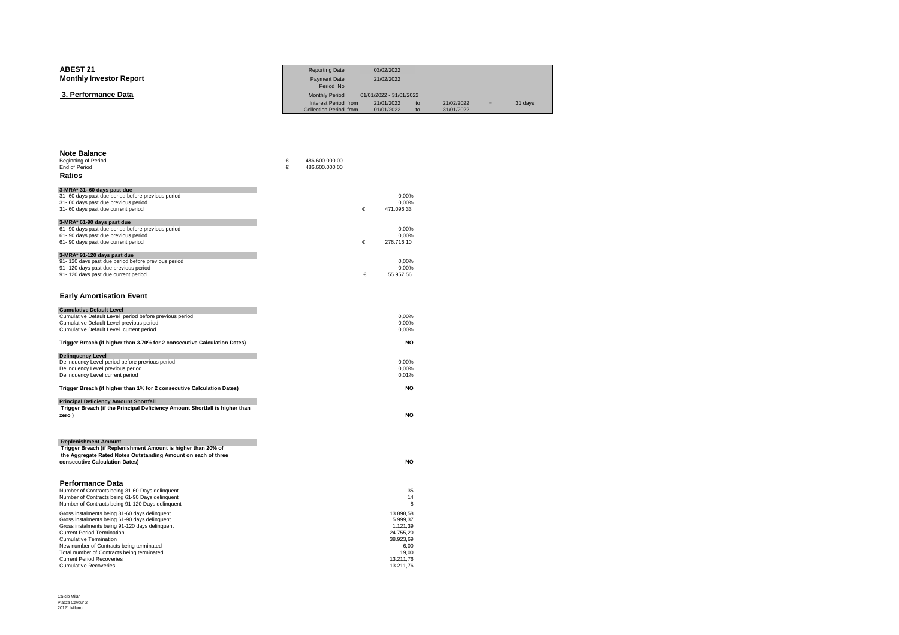**ABEST 21**
**Monthly Investor Report**

### 3. Performance Data

| | | | | | | |
|---|---|---|---|---|---|---|
| Reporting Date | 03/02/2022 | | | | | |
| Payment Date | 21/02/2022 | | | | | |
| Period No | | | | | | |
| Monthly Period | 01/01/2022 - 31/01/2022 | | | | | |
| Interest Period from | 21/01/2022 | to | 21/02/2022 | = | 31 days | |
| Collection Period from | 01/01/2022 | to | 31/01/2022 | | | |

## Note Balance

| | | |
|---|---|---|
| Beginning of Period | € | 486.600.000,00 |
| End of Period | € | 486.600.000,00 |

## Ratios

| 3-MRA* 31- 60 days past due | | |
|---|---|---|
| 31- 60 days past due period before previous period | | 0,00% |
| 31- 60 days past due previous period | | 0,00% |
| 31- 60 days past due current period | € | 471.096,33 |

| 3-MRA* 61-90 days past due | | |
|---|---|---|
| 61- 90 days past due period before previous period | | 0,00% |
| 61- 90 days past due previous period | | 0,00% |
| 61- 90 days past due current period | € | 276.716,10 |

| 3-MRA* 91-120 days past due | | |
|---|---|---|
| 91- 120 days past due period before previous period | | 0,00% |
| 91- 120 days past due previous period | | 0,00% |
| 91- 120 days past due current period | € | 55.957,56 |

## Early Amortisation Event

| Cumulative Default Level | |
|---|---|
| Cumulative Default Level period before previous period | 0,00% |
| Cumulative Default Level previous period | 0,00% |
| Cumulative Default Level current period | 0,00% |
| **Trigger Breach (if higher than 3.70% for 2 consecutive Calculation Dates)** | **NO** |

| Delinquency Level | |
|---|---|
| Delinquency Level period before previous period | 0,00% |
| Delinquency Level previous period | 0,00% |
| Delinquency Level current period | 0,01% |
| **Trigger Breach (if higher than 1% for 2 consecutive Calculation Dates)** | **NO** |

| Principal Deficiency Amount Shortfall | |
|---|---|
| **Trigger Breach (if the Principal Deficiency Amount Shortfall is higher than zero )** | **NO** |

| Replenishment Amount | |
|---|---|
| **Trigger Breach (if Replenishment Amount is higher than 20% of the Aggregate Rated Notes Outstanding Amount on each of three consecutive Calculation Dates)** | **NO** |

## Performance Data

| | |
|---|---|
| Number of Contracts being 31-60 Days delinquent | 35 |
| Number of Contracts being 61-90 Days delinquent | 14 |
| Number of Contracts being 91-120 Days delinquent | 8 |
| Gross instalments being 31-60 days delinquent | 13.898,58 |
| Gross instalments being 61-90 days delinquent | 5.999,37 |
| Gross instalments being 91-120 days delinquent | 1.121,39 |
| Current Period Termination | 24.755,20 |
| Cumulative Termination | 38.923,69 |
| New number of Contracts being terminated | 6,00 |
| Total number of Contracts being terminated | 19,00 |
| Current Period Recoveries | 13.211,76 |
| Cumulative Recoveries | 13.211,76 |

Ca-cib Milan
Piazza Cavour 2
20121 Milano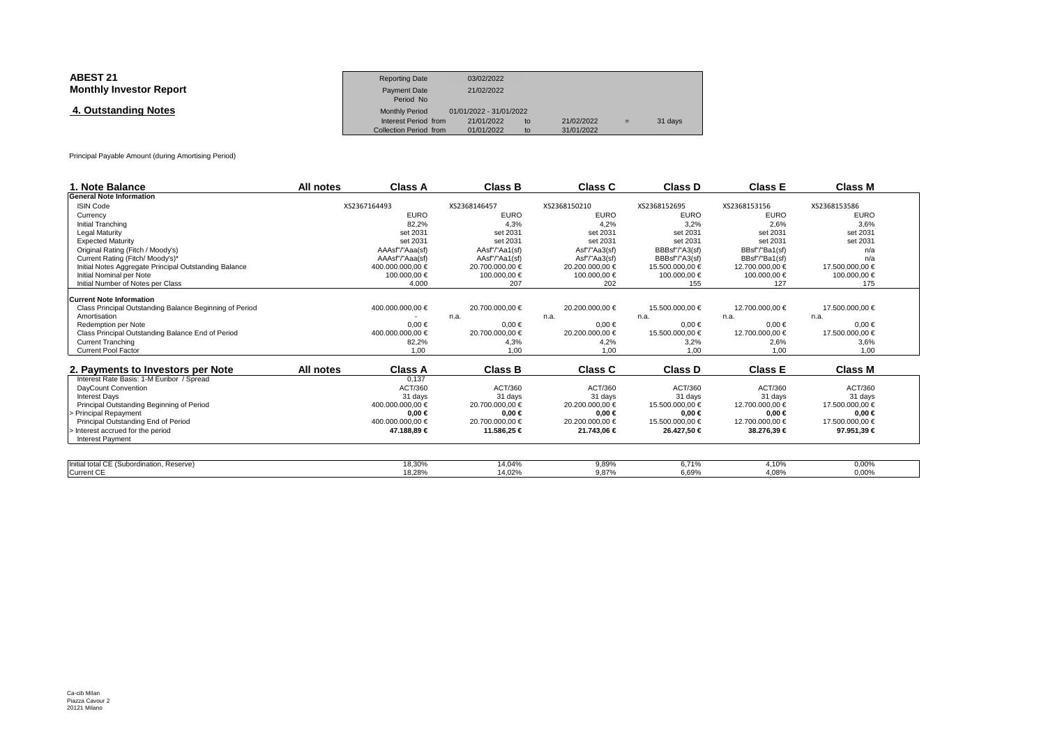**ABEST 21**
**Monthly Investor Report**

**4. Outstanding Notes**

| | | | | | | |
|---|---|---|---|---|---|---|
| Reporting Date | 03/02/2022 | | | | | |
| Payment Date | 21/02/2022 | | | | | |
| Period No | | | | | | |
| Monthly Period | 01/01/2022 - 31/01/2022 | | | | | |
| Interest Period from | 21/01/2022 | to | 21/02/2022 | = | 31 days | |
| Collection Period from | 01/01/2022 | to | 31/01/2022 | | | |

Principal Payable Amount (during Amortising Period)

| 1. Note Balance | All notes | Class A | Class B | Class C | Class D | Class E | Class M |
|---|---|---|---|---|---|---|---|
| **General Note Information** | | | | | | | |
| ISIN Code | | XS2367164493 | XS2368146457 | XS2368150210 | XS2368152695 | XS2368153156 | XS2368153586 |
| Currency | | EURO | EURO | EURO | EURO | EURO | EURO |
| Initial Tranching | | 82,2% | 4,3% | 4,2% | 3,2% | 2,6% | 3,6% |
| Legal Maturity | | set 2031 | set 2031 | set 2031 | set 2031 | set 2031 | set 2031 |
| Expected Maturity | | set 2031 | set 2031 | set 2031 | set 2031 | set 2031 | set 2031 |
| Original Rating (Fitch / Moody's) | | AAAsf"/"Aaa(sf) | AAsf"/"Aa1(sf) | Asf"/"Aa3(sf) | BBBsf"/"A3(sf) | BBsf"/"Ba1(sf) | n/a |
| Current Rating (Fitch/ Moody's)* | | AAAsf"/"Aaa(sf) | AAsf"/"Aa1(sf) | Asf"/"Aa3(sf) | BBBsf"/"A3(sf) | BBsf"/"Ba1(sf) | n/a |
| Initial Notes Aggregate Principal Outstanding Balance | | 400.000.000,00 € | 20.700.000,00 € | 20.200.000,00 € | 15.500.000,00 € | 12.700.000,00 € | 17.500.000,00 € |
| Initial Nominal per Note | | 100.000,00 € | 100.000,00 € | 100.000,00 € | 100.000,00 € | 100.000,00 € | 100.000,00 € |
| Initial Number of Notes per Class | | 4.000 | 207 | 202 | 155 | 127 | 175 |
| **Current Note Information** | | | | | | | |
| Class Principal Outstanding Balance Beginning of Period | | 400.000.000,00 € | 20.700.000,00 € | 20.200.000,00 € | 15.500.000,00 € | 12.700.000,00 € | 17.500.000,00 € |
| Amortisation | | - | n.a. | n.a. | n.a. | n.a. | n.a. |
| Redemption per Note | | 0,00 € | 0,00 € | 0,00 € | 0,00 € | 0,00 € | 0,00 € |
| Class Principal Outstanding Balance End of Period | | 400.000.000,00 € | 20.700.000,00 € | 20.200.000,00 € | 15.500.000,00 € | 12.700.000,00 € | 17.500.000,00 € |
| Current Tranching | | 82,2% | 4,3% | 4,2% | 3,2% | 2,6% | 3,6% |
| Current Pool Factor | | 1,00 | 1,00 | 1,00 | 1,00 | 1,00 | 1,00 |

| 2. Payments to Investors per Note | All notes | Class A | Class B | Class C | Class D | Class E | Class M |
|---|---|---|---|---|---|---|---|
| Interest Rate Basis: 1-M Euribor / Spread | | 0,137 | | | | | |
| DayCount Convention | | ACT/360 | ACT/360 | ACT/360 | ACT/360 | ACT/360 | ACT/360 |
| Interest Days | | 31 days | 31 days | 31 days | 31 days | 31 days | 31 days |
| Principal Outstanding Beginning of Period | | 400.000.000,00 € | 20.700.000,00 € | 20.200.000,00 € | 15.500.000,00 € | 12.700.000,00 € | 17.500.000,00 € |
| > Principal Repayment | | **0,00 €** | **0,00 €** | **0,00 €** | **0,00 €** | **0,00 €** | **0,00 €** |
| Principal Outstanding End of Period | | 400.000.000,00 € | 20.700.000,00 € | 20.200.000,00 € | 15.500.000,00 € | 12.700.000,00 € | 17.500.000,00 € |
| > Interest accrued for the period | | **47.188,89 €** | **11.586,25 €** | **21.743,06 €** | **26.427,50 €** | **38.276,39 €** | **97.951,39 €** |
| Interest Payment | | | | | | | |

| | | | | | | | |
|---|---|---|---|---|---|---|---|
| Initial total CE (Subordination, Reserve) | | 18,30% | 14,04% | 9,89% | 6,71% | 4,10% | 0,00% |
| Current CE | | 18,28% | 14,02% | 9,87% | 6,69% | 4,08% | 0,00% |

Ca-cib Milan
Piazza Cavour 2
20121 Milano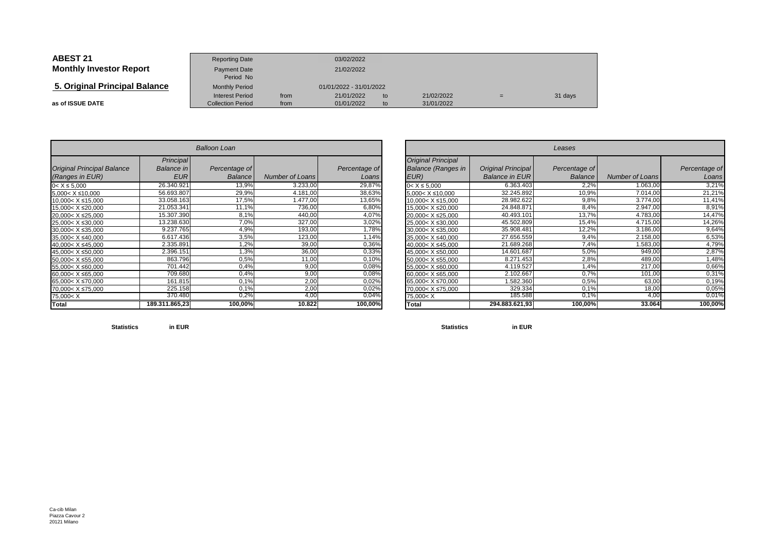## ABEST 21
## Monthly Investor Report

### 5. Original Principal Balance

**as of ISSUE DATE**

| | | | | | | |
|---|---|---|---|---|---|---|
| Reporting Date | | 03/02/2022 | | | | |
| Payment Date | | 21/02/2022 | | | | |
| Period No | | | | | | |
| Monthly Period | | 01/01/2022 - 31/01/2022 | | | | |
| Interest Period | from | 21/01/2022 | to | 21/02/2022 | = | 31 days |
| Collection Period | from | 01/01/2022 | to | 31/01/2022 | | |

| *Balloon Loan* | | | | |
|---|---|---|---|---|
| *Original Principal Balance (Ranges in EUR)* | *Principal Balance in EUR* | *Percentage of Balance* | *Number of Loans* | *Percentage of Loans* |
| 0< X ≤ 5,000 | 26.340.921 | 13,9% | 3.233,00 | 29,87% |
| 5,000< X ≤10,000 | 56.693.807 | 29,9% | 4.181,00 | 38,63% |
| 10,000< X ≤15,000 | 33.058.163 | 17,5% | 1.477,00 | 13,65% |
| 15,000< X ≤20,000 | 21.053.341 | 11,1% | 736,00 | 6,80% |
| 20,000< X ≤25,000 | 15.307.390 | 8,1% | 440,00 | 4,07% |
| 25,000< X ≤30,000 | 13.238.630 | 7,0% | 327,00 | 3,02% |
| 30,000< X ≤35,000 | 9.237.765 | 4,9% | 193,00 | 1,78% |
| 35,000< X ≤40,000 | 6.617.436 | 3,5% | 123,00 | 1,14% |
| 40,000< X ≤45,000 | 2.335.891 | 1,2% | 39,00 | 0,36% |
| 45,000< X ≤50,000 | 2.396.151 | 1,3% | 36,00 | 0,33% |
| 50,000< X ≤55,000 | 863.796 | 0,5% | 11,00 | 0,10% |
| 55,000< X ≤60,000 | 701.442 | 0,4% | 9,00 | 0,08% |
| 60,000< X ≤65,000 | 709.680 | 0,4% | 9,00 | 0,08% |
| 65,000< X ≤70,000 | 161.815 | 0,1% | 2,00 | 0,02% |
| 70,000< X ≤75,000 | 225.158 | 0,1% | 2,00 | 0,02% |
| 75,000< X | 370.480 | 0,2% | 4,00 | 0,04% |
| **Total** | **189.311.865,23** | **100,00%** | **10.822** | **100,00%** |

**Statistics** **in EUR**

| *Leases* | | | | |
|---|---|---|---|---|
| *Original Principal Balance (Ranges in EUR)* | *Original Principal Balance in EUR* | *Percentage of Balance* | *Number of Loans* | *Percentage of Loans* |
| 0< X ≤ 5,000 | 6.363.403 | 2,2% | 1.063,00 | 3,21% |
| 5,000< X ≤10,000 | 32.245.892 | 10,9% | 7.014,00 | 21,21% |
| 10,000< X ≤15,000 | 28.982.622 | 9,8% | 3.774,00 | 11,41% |
| 15,000< X ≤20,000 | 24.848.871 | 8,4% | 2.947,00 | 8,91% |
| 20,000< X ≤25,000 | 40.493.101 | 13,7% | 4.783,00 | 14,47% |
| 25,000< X ≤30,000 | 45.502.809 | 15,4% | 4.715,00 | 14,26% |
| 30,000< X ≤35,000 | 35.908.481 | 12,2% | 3.186,00 | 9,64% |
| 35,000< X ≤40,000 | 27.656.559 | 9,4% | 2.158,00 | 6,53% |
| 40,000< X ≤45,000 | 21.689.268 | 7,4% | 1.583,00 | 4,79% |
| 45,000< X ≤50,000 | 14.601.687 | 5,0% | 949,00 | 2,87% |
| 50,000< X ≤55,000 | 8.271.453 | 2,8% | 489,00 | 1,48% |
| 55,000< X ≤60,000 | 4.119.527 | 1,4% | 217,00 | 0,66% |
| 60,000< X ≤65,000 | 2.102.667 | 0,7% | 101,00 | 0,31% |
| 65,000< X ≤70,000 | 1.582.360 | 0,5% | 63,00 | 0,19% |
| 70,000< X ≤75,000 | 329.334 | 0,1% | 18,00 | 0,05% |
| 75,000< X | 185.588 | 0,1% | 4,00 | 0,01% |
| **Total** | **294.883.621,93** | **100,00%** | **33.064** | **100,00%** |

**Statistics** **in EUR**

Ca-cib Milan
Piazza Cavour 2
20121 Milano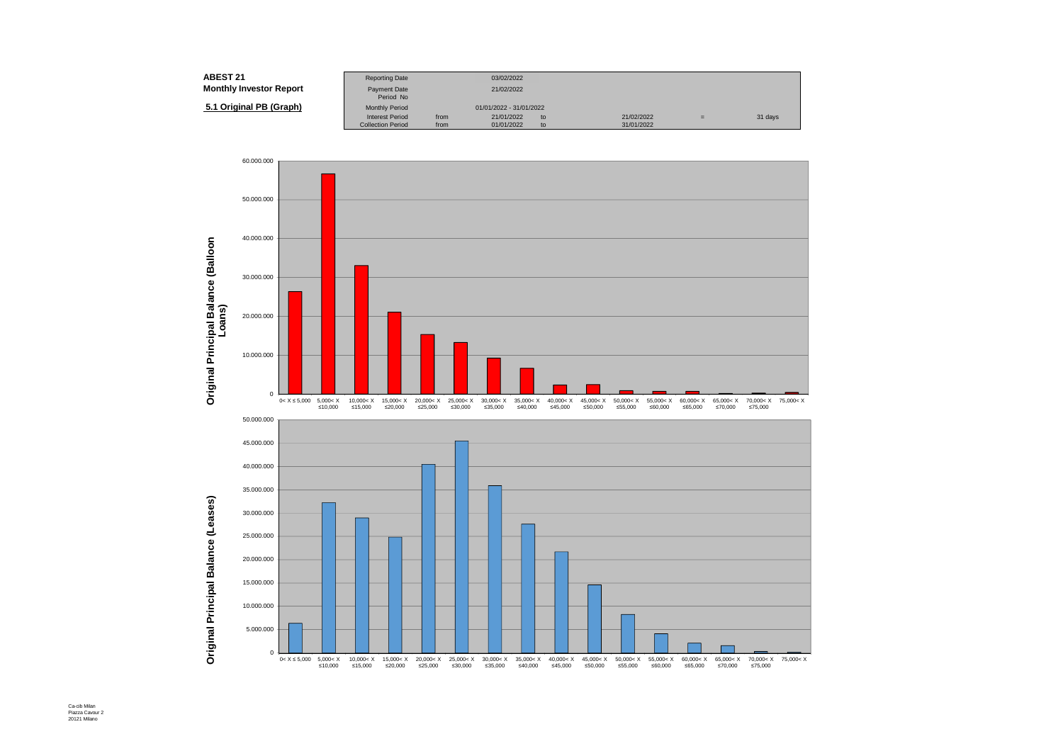**ABEST 21**
**Monthly Investor Report**

**5.1 Original PB (Graph)**

| Reporting Date | | 03/02/2022 | | | | |
|---|---|---|---|---|---|---|
| Payment Date | | 21/02/2022 | | | | |
| Period No | | | | | | |
| Monthly Period | | 01/01/2022 - 31/01/2022 | | | | |
| Interest Period | from | 21/01/2022 | to | 21/02/2022 | = | 31 days |
| Collection Period | from | 01/01/2022 | to | 31/01/2022 | | |

**Original Principal Balance (Balloon Loans)**

Y-axis: 0; 10.000.000; 20.000.000; 30.000.000; 40.000.000; 50.000.000; 60.000.000

X-axis: 0< X ≤ 5,000; 5,000< X ≤10,000; 10,000< X ≤15,000; 15,000< X ≤20,000; 20,000< X ≤25,000; 25,000< X ≤30,000; 30,000< X ≤35,000; 35,000< X ≤40,000; 40,000< X ≤45,000; 45,000< X ≤50,000; 50,000< X ≤55,000; 55,000< X ≤60,000; 60,000< X ≤65,000; 65,000< X ≤70,000; 70,000< X ≤75,000; 75,000< X

**Original Principal Balance (Leases)**

Y-axis: 0; 5.000.000; 10.000.000; 15.000.000; 20.000.000; 25.000.000; 30.000.000; 35.000.000; 40.000.000; 45.000.000; 50.000.000

X-axis: 0< X ≤ 5,000; 5,000< X ≤10,000; 10,000< X ≤15,000; 15,000< X ≤20,000; 20,000< X ≤25,000; 25,000< X ≤30,000; 30,000< X ≤35,000; 35,000< X ≤40,000; 40,000< X ≤45,000; 45,000< X ≤50,000; 50,000< X ≤55,000; 55,000< X ≤60,000; 60,000< X ≤65,000; 65,000< X ≤70,000; 70,000< X ≤75,000; 75,000< X

Ca-cib Milan
Piazza Cavour 2
20121 Milano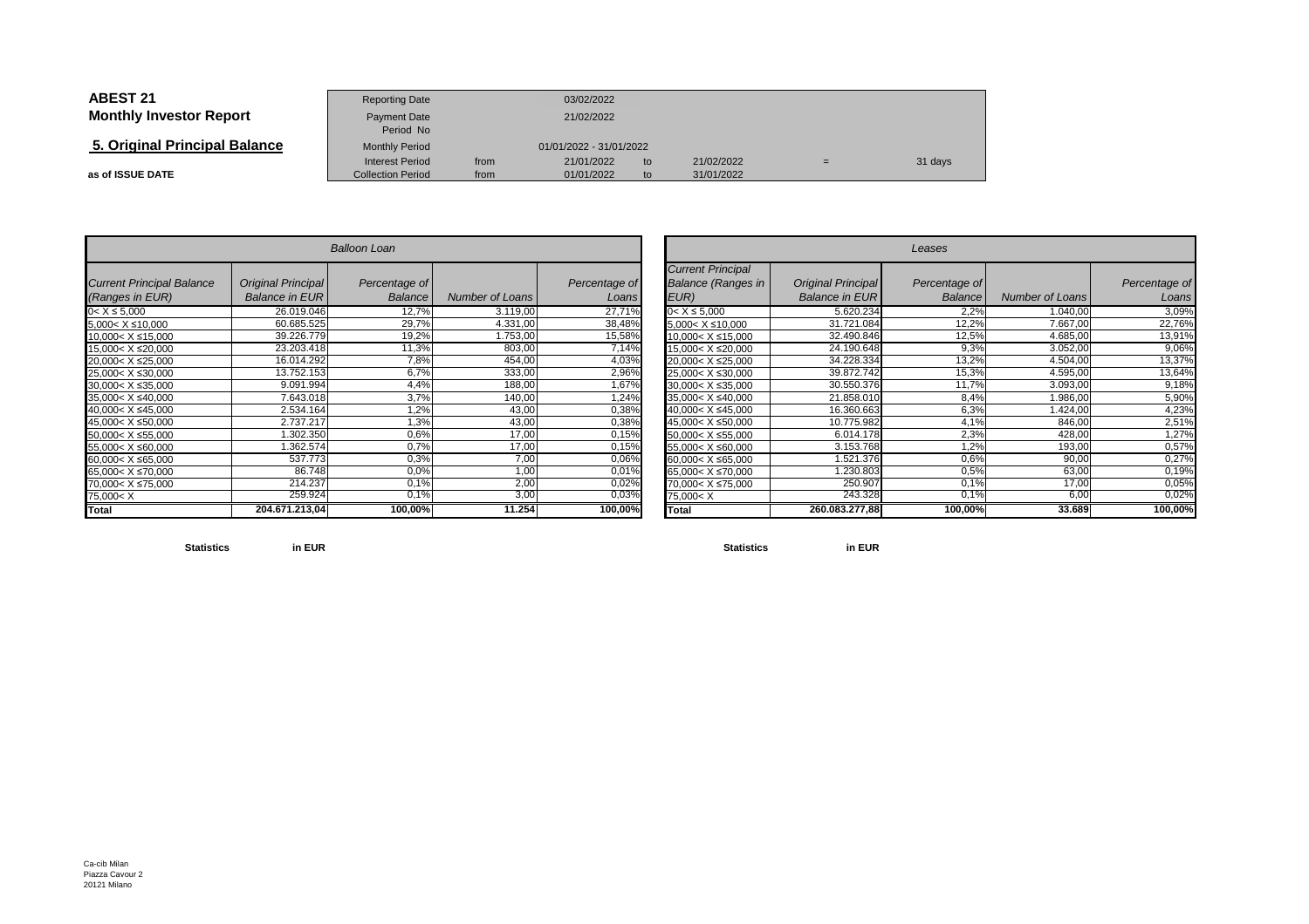**ABEST 21**
**Monthly Investor Report**

## 5. Original Principal Balance

**as of ISSUE DATE**

| | | | | | | |
|---|---|---|---|---|---|---|
| Reporting Date | | 03/02/2022 | | | | |
| Payment Date | | 21/02/2022 | | | | |
| Period No | | | | | | |
| Monthly Period | | 01/01/2022 - 31/01/2022 | | | | |
| Interest Period | from | 21/01/2022 | to | 21/02/2022 | = | 31 days |
| Collection Period | from | 01/01/2022 | to | 31/01/2022 | | |

| *Balloon Loan* | | | | |
|---|---|---|---|---|
| *Current Principal Balance (Ranges in EUR)* | *Original Principal Balance in EUR* | *Percentage of Balance* | *Number of Loans* | *Percentage of Loans* |
| 0< X ≤ 5,000 | 26.019.046 | 12,7% | 3.119,00 | 27,71% |
| 5,000< X ≤10,000 | 60.685.525 | 29,7% | 4.331,00 | 38,48% |
| 10,000< X ≤15,000 | 39.226.779 | 19,2% | 1.753,00 | 15,58% |
| 15,000< X ≤20,000 | 23.203.418 | 11,3% | 803,00 | 7,14% |
| 20,000< X ≤25,000 | 16.014.292 | 7,8% | 454,00 | 4,03% |
| 25,000< X ≤30,000 | 13.752.153 | 6,7% | 333,00 | 2,96% |
| 30,000< X ≤35,000 | 9.091.994 | 4,4% | 188,00 | 1,67% |
| 35,000< X ≤40,000 | 7.643.018 | 3,7% | 140,00 | 1,24% |
| 40,000< X ≤45,000 | 2.534.164 | 1,2% | 43,00 | 0,38% |
| 45,000< X ≤50,000 | 2.737.217 | 1,3% | 43,00 | 0,38% |
| 50,000< X ≤55,000 | 1.302.350 | 0,6% | 17,00 | 0,15% |
| 55,000< X ≤60,000 | 1.362.574 | 0,7% | 17,00 | 0,15% |
| 60,000< X ≤65,000 | 537.773 | 0,3% | 7,00 | 0,06% |
| 65,000< X ≤70,000 | 86.748 | 0,0% | 1,00 | 0,01% |
| 70,000< X ≤75,000 | 214.237 | 0,1% | 2,00 | 0,02% |
| 75,000< X | 259.924 | 0,1% | 3,00 | 0,03% |
| **Total** | **204.671.213,04** | **100,00%** | **11.254** | **100,00%** |

**Statistics** **in EUR**

| *Leases* | | | | |
|---|---|---|---|---|
| *Current Principal Balance (Ranges in EUR)* | *Original Principal Balance in EUR* | *Percentage of Balance* | *Number of Loans* | *Percentage of Loans* |
| 0< X ≤ 5,000 | 5.620.234 | 2,2% | 1.040,00 | 3,09% |
| 5,000< X ≤10,000 | 31.721.084 | 12,2% | 7.667,00 | 22,76% |
| 10,000< X ≤15,000 | 32.490.846 | 12,5% | 4.685,00 | 13,91% |
| 15,000< X ≤20,000 | 24.190.648 | 9,3% | 3.052,00 | 9,06% |
| 20,000< X ≤25,000 | 34.228.334 | 13,2% | 4.504,00 | 13,37% |
| 25,000< X ≤30,000 | 39.872.742 | 15,3% | 4.595,00 | 13,64% |
| 30,000< X ≤35,000 | 30.550.376 | 11,7% | 3.093,00 | 9,18% |
| 35,000< X ≤40,000 | 21.858.010 | 8,4% | 1.986,00 | 5,90% |
| 40,000< X ≤45,000 | 16.360.663 | 6,3% | 1.424,00 | 4,23% |
| 45,000< X ≤50,000 | 10.775.982 | 4,1% | 846,00 | 2,51% |
| 50,000< X ≤55,000 | 6.014.178 | 2,3% | 428,00 | 1,27% |
| 55,000< X ≤60,000 | 3.153.768 | 1,2% | 193,00 | 0,57% |
| 60,000< X ≤65,000 | 1.521.376 | 0,6% | 90,00 | 0,27% |
| 65,000< X ≤70,000 | 1.230.803 | 0,5% | 63,00 | 0,19% |
| 70,000< X ≤75,000 | 250.907 | 0,1% | 17,00 | 0,05% |
| 75,000< X | 243.328 | 0,1% | 6,00 | 0,02% |
| **Total** | **260.083.277,88** | **100,00%** | **33.689** | **100,00%** |

**Statistics** **in EUR**

Ca-cib Milan
Piazza Cavour 2
20121 Milano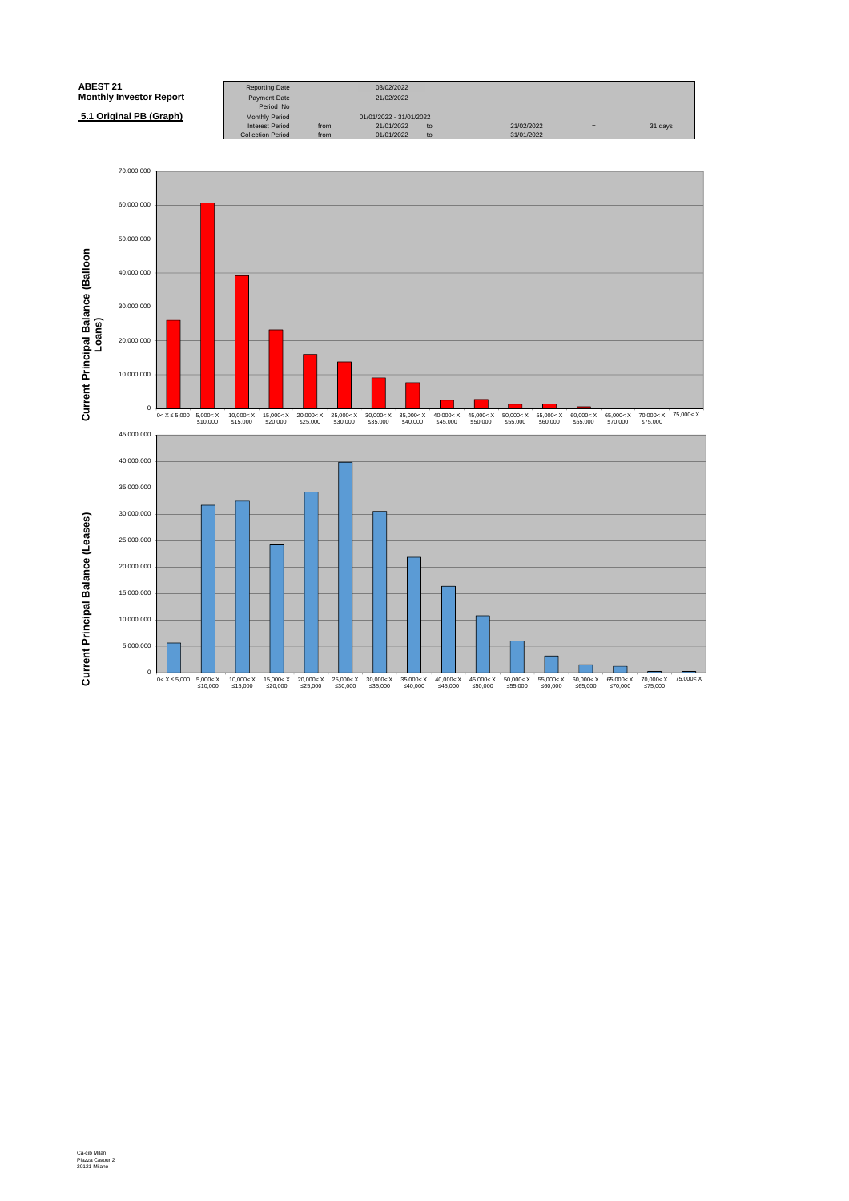**ABEST 21**
**Monthly Investor Report**

**5.1 Original PB (Graph)**

| | | | | | | |
|---|---|---|---|---|---|---|
| Reporting Date | | 03/02/2022 | | | | |
| Payment Date | | 21/02/2022 | | | | |
| Period No | | | | | | |
| Monthly Period | | 01/01/2022 - 31/01/2022 | | | | |
| Interest Period | from | 21/01/2022 | to | 21/02/2022 | = | 31 days |
| Collection Period | from | 01/01/2022 | to | 31/01/2022 | | |

**Current Principal Balance (Balloon Loans)**

70.000.000
60.000.000
50.000.000
40.000.000
30.000.000
20.000.000
10.000.000
0

0< X ≤ 5,000 | 5,000< X ≤10,000 | 10,000< X ≤15,000 | 15,000< X ≤20,000 | 20,000< X ≤25,000 | 25,000< X ≤30,000 | 30,000< X ≤35,000 | 35,000< X ≤40,000 | 40,000< X ≤45,000 | 45,000< X ≤50,000 | 50,000< X ≤55,000 | 55,000< X ≤60,000 | 60,000< X ≤65,000 | 65,000< X ≤70,000 | 70,000< X ≤75,000 | 75,000< X

**Current Principal Balance (Leases)**

45.000.000
40.000.000
35.000.000
30.000.000
25.000.000
20.000.000
15.000.000
10.000.000
5.000.000
0

0< X ≤ 5,000 | 5,000< X ≤10,000 | 10,000< X ≤15,000 | 15,000< X ≤20,000 | 20,000< X ≤25,000 | 25,000< X ≤30,000 | 30,000< X ≤35,000 | 35,000< X ≤40,000 | 40,000< X ≤45,000 | 45,000< X ≤50,000 | 50,000< X ≤55,000 | 55,000< X ≤60,000 | 60,000< X ≤65,000 | 65,000< X ≤70,000 | 70,000< X ≤75,000 | 75,000< X

Ca-cib Milan
Piazza Cavour 2
20121 Milano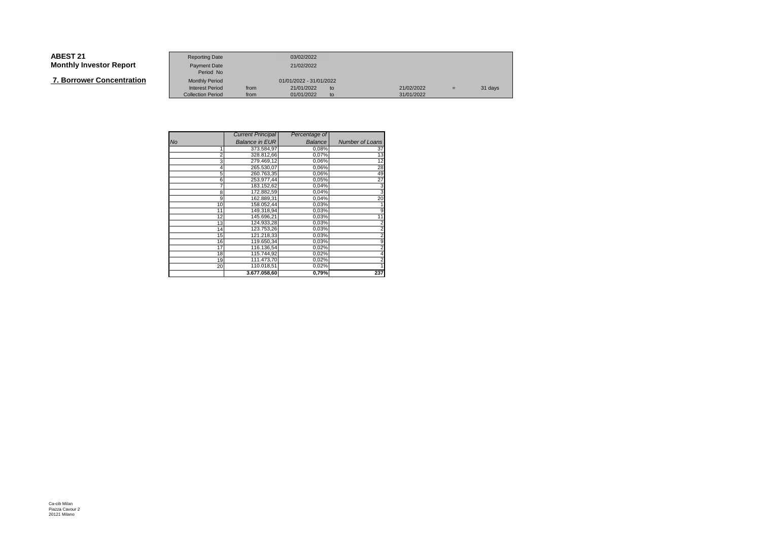**ABEST 21**
**Monthly Investor Report**

## 7. Borrower Concentration

| | | | | | | |
|---|---|---|---|---|---|---|
| Reporting Date | | 03/02/2022 | | | | |
| Payment Date | | 21/02/2022 | | | | |
| Period No | | | | | | |
| Monthly Period | | 01/01/2022 - 31/01/2022 | | | | |
| Interest Period | from | 21/01/2022 | to | 21/02/2022 | = | 31 days |
| Collection Period | from | 01/01/2022 | to | 31/01/2022 | | |

| *No* | *Current Principal Balance in EUR* | *Percentage of Balance* | *Number of Loans* |
|---|---|---|---|
| 1 | 373.584,97 | 0,08% | 37 |
| 2 | 328.812,66 | 0,07% | 13 |
| 3 | 279.469,12 | 0,06% | 12 |
| 4 | 265.530,07 | 0,06% | 28 |
| 5 | 260.763,35 | 0,06% | 49 |
| 6 | 253.977,44 | 0,05% | 27 |
| 7 | 183.152,62 | 0,04% | 3 |
| 8 | 172.882,59 | 0,04% | 3 |
| 9 | 162.889,31 | 0,04% | 20 |
| 10 | 158.052,44 | 0,03% | 1 |
| 11 | 149.318,94 | 0,03% | 9 |
| 12 | 145.696,21 | 0,03% | 11 |
| 13 | 124.933,28 | 0,03% | 2 |
| 14 | 123.753,26 | 0,03% | 2 |
| 15 | 121.218,33 | 0,03% | 2 |
| 16 | 119.650,34 | 0,03% | 9 |
| 17 | 116.136,54 | 0,02% | 2 |
| 18 | 115.744,92 | 0,02% | 4 |
| 19 | 111.473,70 | 0,02% | 2 |
| 20 | 110.018,51 | 0,02% | 1 |
| | **3.677.058,60** | **0,79%** | **237** |

Ca-cib Milan
Piazza Cavour 2
20121 Milano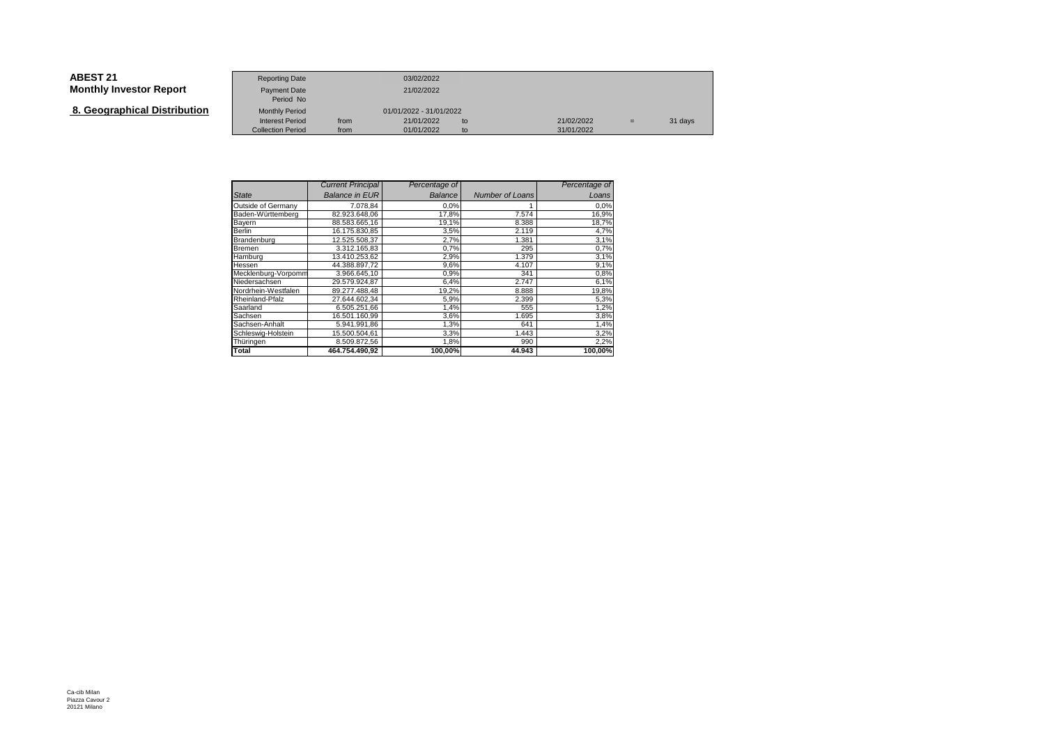# ABEST 21
## Monthly Investor Report

## 8. Geographical Distribution

| | | | | | | |
|---|---|---|---|---|---|---|
| Reporting Date | | 03/02/2022 | | | | |
| Payment Date | | 21/02/2022 | | | | |
| Period No | | | | | | |
| Monthly Period | | 01/01/2022 - 31/01/2022 | | | | |
| Interest Period | from | 21/01/2022 | to | 21/02/2022 | = | 31 days |
| Collection Period | from | 01/01/2022 | to | 31/01/2022 | | |

| *State* | *Current Principal Balance in EUR* | *Percentage of Balance* | *Number of Loans* | *Percentage of Loans* |
|---|---|---|---|---|
| Outside of Germany | 7.078,84 | 0,0% | 1 | 0,0% |
| Baden-Württemberg | 82.923.648,06 | 17,8% | 7.574 | 16,9% |
| Bayern | 88.583.665,16 | 19,1% | 8.388 | 18,7% |
| Berlin | 16.175.830,85 | 3,5% | 2.119 | 4,7% |
| Brandenburg | 12.525.508,37 | 2,7% | 1.381 | 3,1% |
| Bremen | 3.312.165,83 | 0,7% | 295 | 0,7% |
| Hamburg | 13.410.253,62 | 2,9% | 1.379 | 3,1% |
| Hessen | 44.388.897,72 | 9,6% | 4.107 | 9,1% |
| Mecklenburg-Vorpomm | 3.966.645,10 | 0,9% | 341 | 0,8% |
| Niedersachsen | 29.579.924,87 | 6,4% | 2.747 | 6,1% |
| Nordrhein-Westfalen | 89.277.488,48 | 19,2% | 8.888 | 19,8% |
| Rheinland-Pfalz | 27.644.602,34 | 5,9% | 2.399 | 5,3% |
| Saarland | 6.505.251,66 | 1,4% | 555 | 1,2% |
| Sachsen | 16.501.160,99 | 3,6% | 1.695 | 3,8% |
| Sachsen-Anhalt | 5.941.991,86 | 1,3% | 641 | 1,4% |
| Schleswig-Holstein | 15.500.504,61 | 3,3% | 1.443 | 3,2% |
| Thüringen | 8.509.872,56 | 1,8% | 990 | 2,2% |
| **Total** | **464.754.490,92** | **100,00%** | **44.943** | **100,00%** |

Ca-cib Milan
Piazza Cavour 2
20121 Milano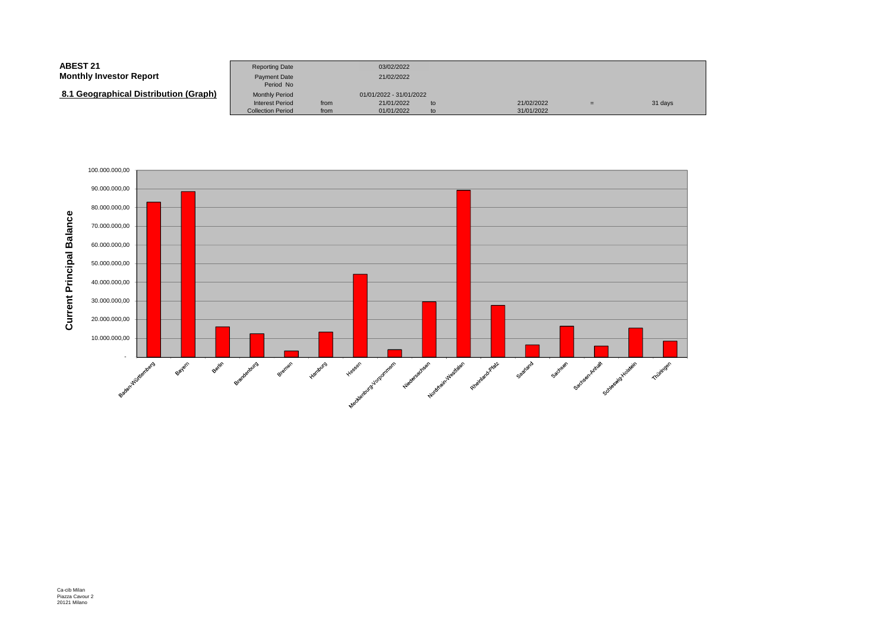**ABEST 21**
**Monthly Investor Report**

**8.1 Geographical Distribution (Graph)**

| | | | | | | |
|---|---|---|---|---|---|---|
| Reporting Date | | 03/02/2022 | | | | |
| Payment Date | | 21/02/2022 | | | | |
| Period No | | | | | | |
| Monthly Period | | 01/01/2022 - 31/01/2022 | | | | |
| Interest Period | from | 21/01/2022 | to | 21/02/2022 | = | 31 days |
| Collection Period | from | 01/01/2022 | to | 31/01/2022 | | |

Current Principal Balance

100.000.000,00
90.000.000,00
80.000.000,00
70.000.000,00
60.000.000,00
50.000.000,00
40.000.000,00
30.000.000,00
20.000.000,00
10.000.000,00
-

Baden-Württemberg, Bayern, Berlin, Brandenburg, Bremen, Hamburg, Hessen, Mecklenburg-Vorpommern, Niedersachsen, Nordrhein-Westfalen, Rheinland-Pfalz, Saarland, Sachsen, Sachsen-Anhalt, Schleswig-Holstein, Thüringen

Ca-cib Milan
Piazza Cavour 2
20121 Milano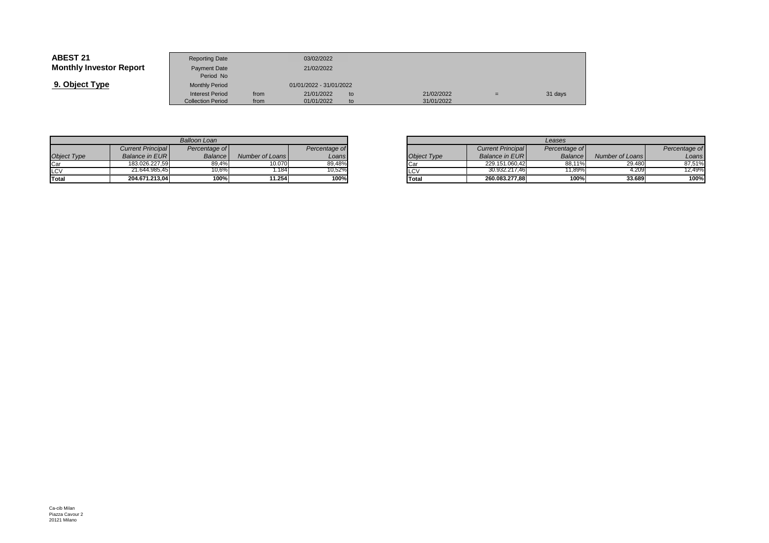**ABEST 21**
**Monthly Investor Report**

## 9. Object Type

| | | | | | | |
|---|---|---|---|---|---|---|
| Reporting Date | | 03/02/2022 | | | | |
| Payment Date | | 21/02/2022 | | | | |
| Period No | | | | | | |
| Monthly Period | | 01/01/2022 - 31/01/2022 | | | | |
| Interest Period | from | 21/01/2022 | to | 21/02/2022 | = | 31 days |
| Collection Period | from | 01/01/2022 | to | 31/01/2022 | | |

| *Balloon Loan* | | | | |
|---|---|---|---|---|
| *Object Type* | *Current Principal Balance in EUR* | *Percentage of Balance* | *Number of Loans* | *Percentage of Loans* |
| Car | 183.026.227,59 | 89,4% | 10.070 | 89,48% |
| LCV | 21.644.985,45 | 10,6% | 1.184 | 10,52% |
| **Total** | **204.671.213,04** | **100%** | **11.254** | **100%** |

| *Leases* | | | | |
|---|---|---|---|---|
| *Object Type* | *Current Principal Balance in EUR* | *Percentage of Balance* | *Number of Loans* | *Percentage of Loans* |
| Car | 229.151.060,42 | 88,11% | 29.480 | 87,51% |
| LCV | 30.932.217,46 | 11,89% | 4.209 | 12,49% |
| **Total** | **260.083.277,88** | **100%** | **33.689** | **100%** |

Ca-cib Milan
Piazza Cavour 2
20121 Milano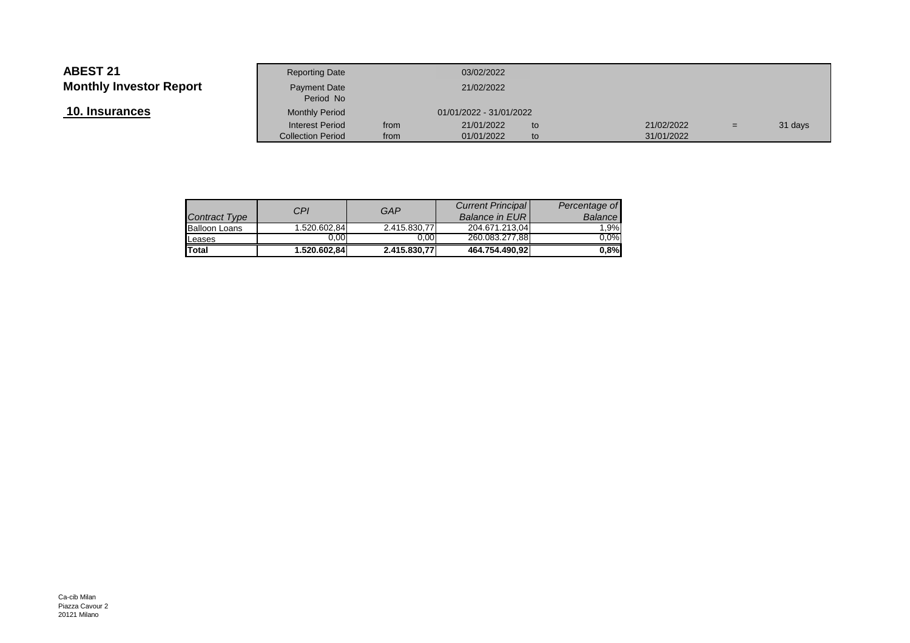**ABEST 21**
**Monthly Investor Report**

## 10. Insurances

| Reporting Date | | 03/02/2022 | | | | |
|---|---|---|---|---|---|---|
| Payment Date | | 21/02/2022 | | | | |
| Period No | | | | | | |
| Monthly Period | | 01/01/2022 - 31/01/2022 | | | | |
| Interest Period | from | 21/01/2022 | to | 21/02/2022 | = | 31 days |
| Collection Period | from | 01/01/2022 | to | 31/01/2022 | | |

| *Contract Type* | *CPI* | *GAP* | *Current Principal Balance in EUR* | *Percentage of Balance* |
|---|---|---|---|---|
| Balloon Loans | 1.520.602,84 | 2.415.830,77 | 204.671.213,04 | 1,9% |
| Leases | 0,00 | 0,00 | 260.083.277,88 | 0,0% |
| **Total** | **1.520.602,84** | **2.415.830,77** | **464.754.490,92** | **0,8%** |

Ca-cib Milan
Piazza Cavour 2
20121 Milano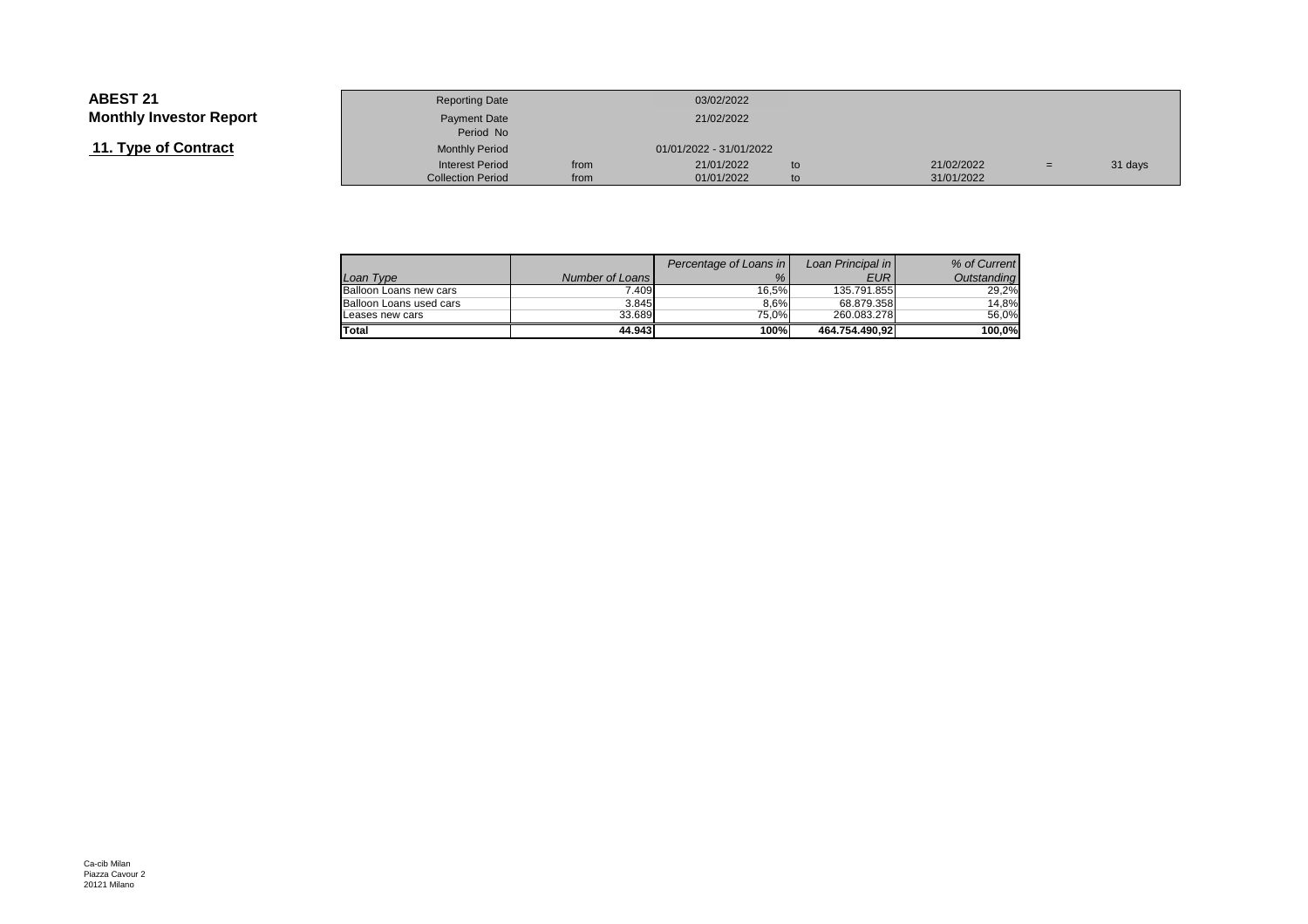**ABEST 21**
**Monthly Investor Report**

## 11. Type of Contract

| | | | | | | |
|---|---|---|---|---|---|---|
| Reporting Date | | 03/02/2022 | | | | |
| Payment Date | | 21/02/2022 | | | | |
| Period No | | | | | | |
| Monthly Period | | 01/01/2022 - 31/01/2022 | | | | |
| Interest Period | from | 21/01/2022 | to | 21/02/2022 | = | 31 days |
| Collection Period | from | 01/01/2022 | to | 31/01/2022 | | |

| *Loan Type* | *Number of Loans* | *Percentage of Loans in %* | *Loan Principal in EUR* | *% of Current Outstanding* |
|---|---|---|---|---|
| Balloon Loans new cars | 7.409 | 16,5% | 135.791.855 | 29,2% |
| Balloon Loans used cars | 3.845 | 8,6% | 68.879.358 | 14,8% |
| Leases new cars | 33.689 | 75,0% | 260.083.278 | 56,0% |
| **Total** | **44.943** | **100%** | **464.754.490,92** | **100,0%** |

Ca-cib Milan
Piazza Cavour 2
20121 Milano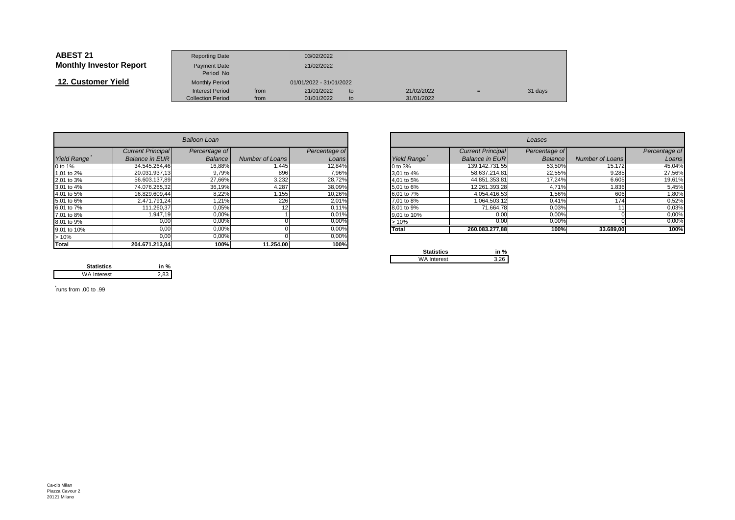# ABEST 21
## Monthly Investor Report

## 12. Customer Yield

| | | | | | | |
|---|---|---|---|---|---|---|
| Reporting Date | | 03/02/2022 | | | | |
| Payment Date | | 21/02/2022 | | | | |
| Period No | | | | | | |
| Monthly Period | | 01/01/2022 - 31/01/2022 | | | | |
| Interest Period | from | 21/01/2022 | to | 21/02/2022 | = | 31 days |
| Collection Period | from | 01/01/2022 | to | 31/01/2022 | | |

| *Balloon Loan* | | | | |
|---|---|---|---|---|
| *Yield Range* * | *Current Principal Balance in EUR* | *Percentage of Balance* | *Number of Loans* | *Percentage of Loans* |
| 0 to 1% | 34.545.264,46 | 16,88% | 1.445 | 12,84% |
| 1,01 to 2% | 20.031.937,13 | 9,79% | 896 | 7,96% |
| 2,01 to 3% | 56.603.137,89 | 27,66% | 3.232 | 28,72% |
| 3,01 to 4% | 74.076.265,32 | 36,19% | 4.287 | 38,09% |
| 4,01 to 5% | 16.829.609,44 | 8,22% | 1.155 | 10,26% |
| 5,01 to 6% | 2.471.791,24 | 1,21% | 226 | 2,01% |
| 6,01 to 7% | 111.260,37 | 0,05% | 12 | 0,11% |
| 7,01 to 8% | 1.947,19 | 0,00% | 1 | 0,01% |
| 8,01 to 9% | 0,00 | 0,00% | 0 | 0,00% |
| 9,01 to 10% | 0,00 | 0,00% | 0 | 0,00% |
| > 10% | 0,00 | 0,00% | 0 | 0,00% |
| **Total** | **204.671.213,04** | **100%** | **11.254,00** | **100%** |

| Statistics | in % |
|---|---|
| WA Interest | 2,83 |

*runs from .00 to .99

| *Leases* | | | | |
|---|---|---|---|---|
| *Yield Range* * | *Current Principal Balance in EUR* | *Percentage of Balance* | *Number of Loans* | *Percentage of Loans* |
| 0 to 3% | 139.142.731,55 | 53,50% | 15.172 | 45,04% |
| 3,01 to 4% | 58.637.214,81 | 22,55% | 9.285 | 27,56% |
| 4,01 to 5% | 44.851.353,81 | 17,24% | 6.605 | 19,61% |
| 5,01 to 6% | 12.261.393,28 | 4,71% | 1.836 | 5,45% |
| 6,01 to 7% | 4.054.416,53 | 1,56% | 606 | 1,80% |
| 7,01 to 8% | 1.064.503,12 | 0,41% | 174 | 0,52% |
| 8,01 to 9% | 71.664,78 | 0,03% | 11 | 0,03% |
| 9,01 to 10% | 0,00 | 0,00% | 0 | 0,00% |
| > 10% | 0,00 | 0,00% | 0 | 0,00% |
| **Total** | **260.083.277,88** | **100%** | **33.689,00** | **100%** |

| Statistics | in % |
|---|---|
| WA Interest | 3,26 |

Ca-cib Milan
Piazza Cavour 2
20121 Milano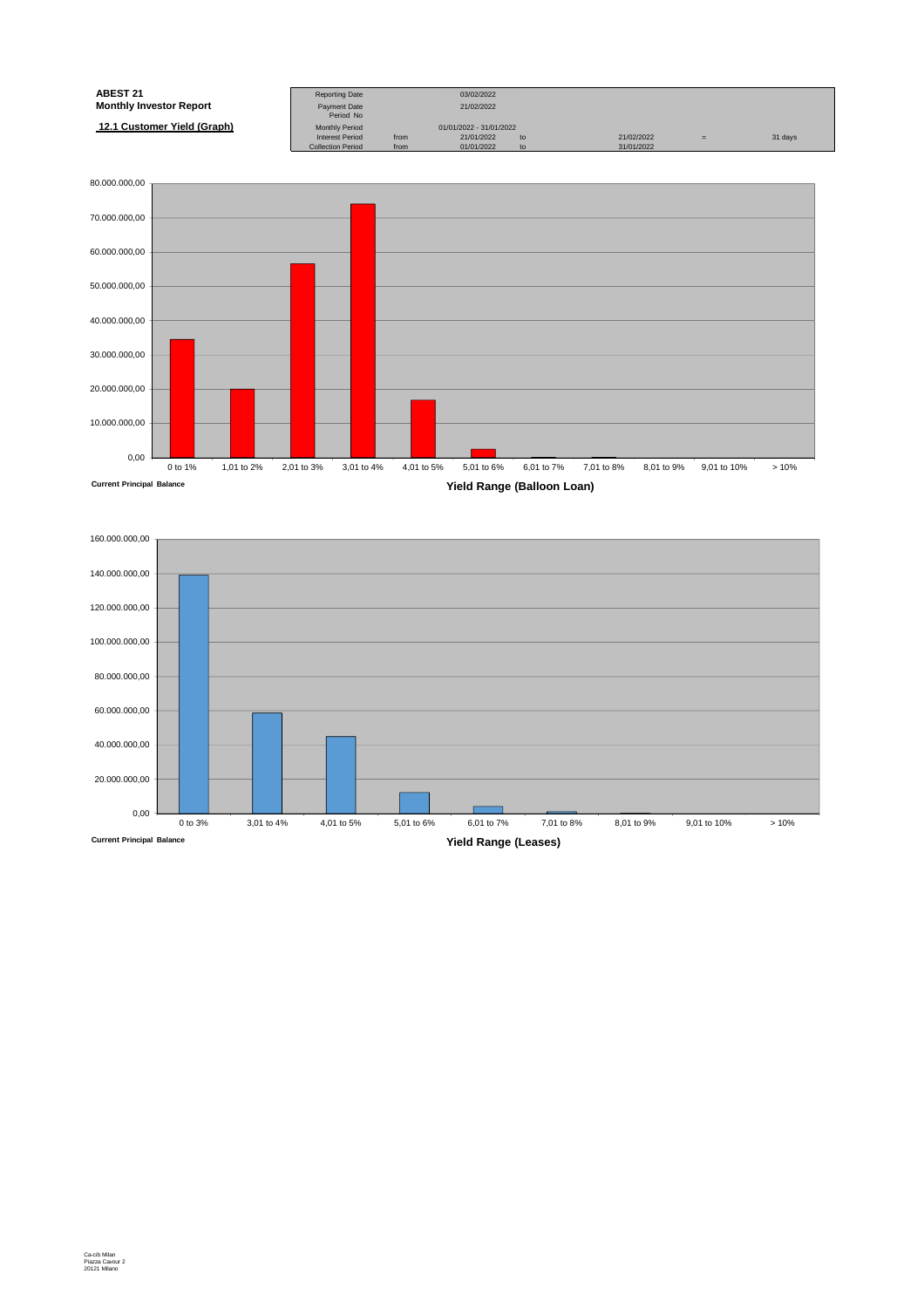**ABEST 21**
**Monthly Investor Report**

**12.1 Customer Yield (Graph)**

| Reporting Date | | 03/02/2022 | | | | |
|---|---|---|---|---|---|---|
| Payment Date | | 21/02/2022 | | | | |
| Period No | | | | | | |
| Monthly Period | | 01/01/2022 - 31/01/2022 | | | | |
| Interest Period | from | 21/01/2022 | to | 21/02/2022 | = | 31 days |
| Collection Period | from | 01/01/2022 | to | 31/01/2022 | | |

Current Principal Balance

Yield Range (Balloon Loan)

0 to 1% | 1,01 to 2% | 2,01 to 3% | 3,01 to 4% | 4,01 to 5% | 5,01 to 6% | 6,01 to 7% | 7,01 to 8% | 8,01 to 9% | 9,01 to 10% | > 10%

Current Principal Balance

Yield Range (Leases)

0 to 3% | 3,01 to 4% | 4,01 to 5% | 5,01 to 6% | 6,01 to 7% | 7,01 to 8% | 8,01 to 9% | 9,01 to 10% | > 10%

Ca-cib Milan
Piazza Cavour 2
20121 Milano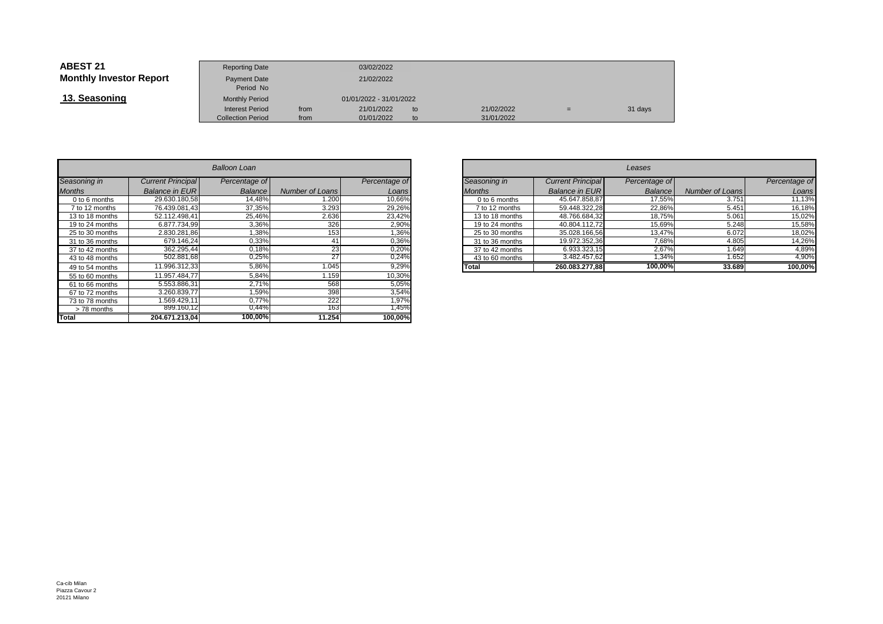**ABEST 21**
**Monthly Investor Report**

## 13. Seasoning

| | | | | | | |
|---|---|---|---|---|---|---|
| Reporting Date | | 03/02/2022 | | | | |
| Payment Date | | 21/02/2022 | | | | |
| Period No | | | | | | |
| Monthly Period | | 01/01/2022 - 31/01/2022 | | | | |
| Interest Period | from | 21/01/2022 | to | 21/02/2022 | = | 31 days |
| Collection Period | from | 01/01/2022 | to | 31/01/2022 | | |

*Balloon Loan*

| *Seasoning in Months* | *Current Principal Balance in EUR* | *Percentage of Balance* | *Number of Loans* | *Percentage of Loans* |
|---|---|---|---|---|
| 0 to 6 months | 29.630.180,58 | 14,48% | 1.200 | 10,66% |
| 7 to 12 months | 76.439.081,43 | 37,35% | 3.293 | 29,26% |
| 13 to 18 months | 52.112.498,41 | 25,46% | 2.636 | 23,42% |
| 19 to 24 months | 6.877.734,99 | 3,36% | 326 | 2,90% |
| 25 to 30 months | 2.830.281,86 | 1,38% | 153 | 1,36% |
| 31 to 36 months | 679.146,24 | 0,33% | 41 | 0,36% |
| 37 to 42 months | 362.295,44 | 0,18% | 23 | 0,20% |
| 43 to 48 months | 502.881,68 | 0,25% | 27 | 0,24% |
| 49 to 54 months | 11.996.312,33 | 5,86% | 1.045 | 9,29% |
| 55 to 60 months | 11.957.484,77 | 5,84% | 1.159 | 10,30% |
| 61 to 66 months | 5.553.886,31 | 2,71% | 568 | 5,05% |
| 67 to 72 months | 3.260.839,77 | 1,59% | 398 | 3,54% |
| 73 to 78 months | 1.569.429,11 | 0,77% | 222 | 1,97% |
| > 78 months | 899.160,12 | 0,44% | 163 | 1,45% |
| **Total** | **204.671.213,04** | **100,00%** | **11.254** | **100,00%** |

*Leases*

| *Seasoning in Months* | *Current Principal Balance in EUR* | *Percentage of Balance* | *Number of Loans* | *Percentage of Loans* |
|---|---|---|---|---|
| 0 to 6 months | 45.647.858,87 | 17,55% | 3.751 | 11,13% |
| 7 to 12 months | 59.448.322,28 | 22,86% | 5.451 | 16,18% |
| 13 to 18 months | 48.766.684,32 | 18,75% | 5.061 | 15,02% |
| 19 to 24 months | 40.804.112,72 | 15,69% | 5.248 | 15,58% |
| 25 to 30 months | 35.028.166,56 | 13,47% | 6.072 | 18,02% |
| 31 to 36 months | 19.972.352,36 | 7,68% | 4.805 | 14,26% |
| 37 to 42 months | 6.933.323,15 | 2,67% | 1.649 | 4,89% |
| 43 to 60 months | 3.482.457,62 | 1,34% | 1.652 | 4,90% |
| **Total** | **260.083.277,88** | **100,00%** | **33.689** | **100,00%** |

Ca-cib Milan
Piazza Cavour 2
20121 Milano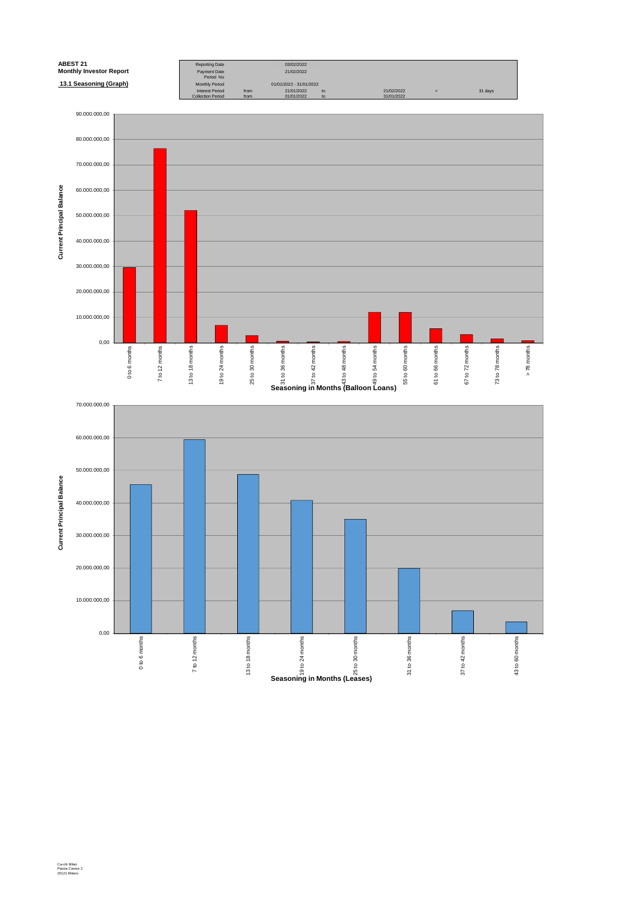**ABEST 21**
**Monthly Investor Report**

**13.1 Seasoning (Graph)**

| | | | | | | |
|---|---|---|---|---|---|---|
| Reporting Date | | 03/02/2022 | | | | |
| Payment Date | | 21/02/2022 | | | | |
| Period No | | | | | | |
| Monthly Period | | 01/01/2022 - 31/01/2022 | | | | |
| Interest Period | from | 21/01/2022 | to | 21/02/2022 | = | 31 days |
| Collection Period | from | 01/01/2022 | to | 31/01/2022 | | |

Current Principal Balance

90.000.000,00
80.000.000,00
70.000.000,00
60.000.000,00
50.000.000,00
40.000.000,00
30.000.000,00
20.000.000,00
10.000.000,00
0,00

0 to 6 months | 7 to 12 months | 13 to 18 months | 19 to 24 months | 25 to 30 months | 31 to 36 months | 37 to 42 months | 43 to 48 months | 49 to 54 months | 55 to 60 months | 61 to 66 months | 67 to 72 months | 73 to 78 months | > 78 months

**Seasoning in Months (Balloon Loans)**

Current Principal Balance

70.000.000,00
60.000.000,00
50.000.000,00
40.000.000,00
30.000.000,00
20.000.000,00
10.000.000,00
0,00

0 to 6 months | 7 to 12 months | 13 to 18 months | 19 to 24 months | 25 to 30 months | 31 to 36 months | 37 to 42 months | 43 to 60 months

**Seasoning in Months (Leases)**

Ca-cib Milan
Piazza Cavour 2
20121 Milano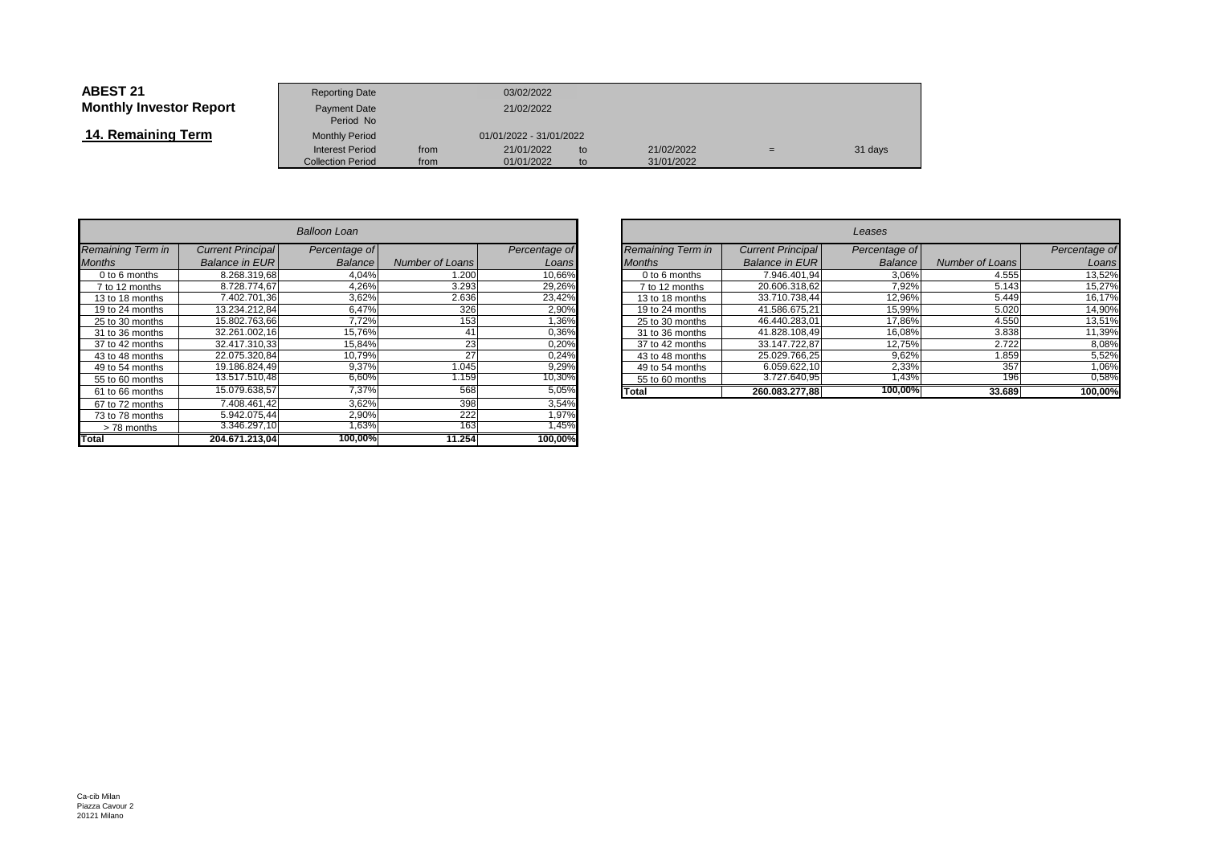# ABEST 21
## Monthly Investor Report

## 14. Remaining Term

| | | | | | | | |
|---|---|---|---|---|---|---|---|
| Reporting Date | | 03/02/2022 | | | | | |
| Payment Date | | 21/02/2022 | | | | | |
| Period No | | | | | | | |
| Monthly Period | | 01/01/2022 - 31/01/2022 | | | | | |
| Interest Period | from | 21/01/2022 | to | 21/02/2022 | = | 31 days | |
| Collection Period | from | 01/01/2022 | to | 31/01/2022 | | | |

| *Balloon Loan* | | | | |
|---|---|---|---|---|
| *Remaining Term in Months* | *Current Principal Balance in EUR* | *Percentage of Balance* | *Number of Loans* | *Percentage of Loans* |
| 0 to 6 months | 8.268.319,68 | 4,04% | 1.200 | 10,66% |
| 7 to 12 months | 8.728.774,67 | 4,26% | 3.293 | 29,26% |
| 13 to 18 months | 7.402.701,36 | 3,62% | 2.636 | 23,42% |
| 19 to 24 months | 13.234.212,84 | 6,47% | 326 | 2,90% |
| 25 to 30 months | 15.802.763,66 | 7,72% | 153 | 1,36% |
| 31 to 36 months | 32.261.002,16 | 15,76% | 41 | 0,36% |
| 37 to 42 months | 32.417.310,33 | 15,84% | 23 | 0,20% |
| 43 to 48 months | 22.075.320,84 | 10,79% | 27 | 0,24% |
| 49 to 54 months | 19.186.824,49 | 9,37% | 1.045 | 9,29% |
| 55 to 60 months | 13.517.510,48 | 6,60% | 1.159 | 10,30% |
| 61 to 66 months | 15.079.638,57 | 7,37% | 568 | 5,05% |
| 67 to 72 months | 7.408.461,42 | 3,62% | 398 | 3,54% |
| 73 to 78 months | 5.942.075,44 | 2,90% | 222 | 1,97% |
| > 78 months | 3.346.297,10 | 1,63% | 163 | 1,45% |
| **Total** | **204.671.213,04** | **100,00%** | **11.254** | **100,00%** |

| *Leases* | | | | |
|---|---|---|---|---|
| *Remaining Term in Months* | *Current Principal Balance in EUR* | *Percentage of Balance* | *Number of Loans* | *Percentage of Loans* |
| 0 to 6 months | 7.946.401,94 | 3,06% | 4.555 | 13,52% |
| 7 to 12 months | 20.606.318,62 | 7,92% | 5.143 | 15,27% |
| 13 to 18 months | 33.710.738,44 | 12,96% | 5.449 | 16,17% |
| 19 to 24 months | 41.586.675,21 | 15,99% | 5.020 | 14,90% |
| 25 to 30 months | 46.440.283,01 | 17,86% | 4.550 | 13,51% |
| 31 to 36 months | 41.828.108,49 | 16,08% | 3.838 | 11,39% |
| 37 to 42 months | 33.147.722,87 | 12,75% | 2.722 | 8,08% |
| 43 to 48 months | 25.029.766,25 | 9,62% | 1.859 | 5,52% |
| 49 to 54 months | 6.059.622,10 | 2,33% | 357 | 1,06% |
| 55 to 60 months | 3.727.640,95 | 1,43% | 196 | 0,58% |
| **Total** | **260.083.277,88** | **100,00%** | **33.689** | **100,00%** |

Ca-cib Milan
Piazza Cavour 2
20121 Milano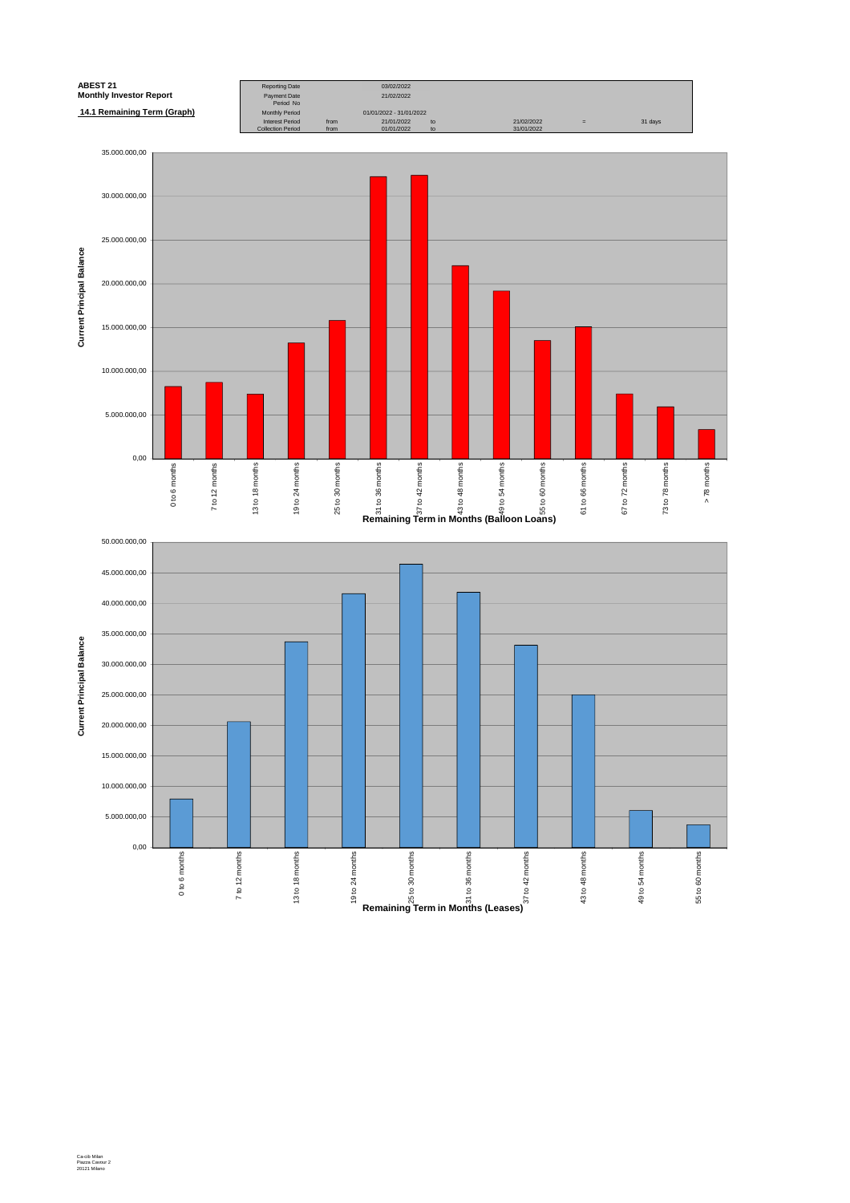**ABEST 21**
**Monthly Investor Report**

**14.1 Remaining Term (Graph)**

| Reporting Date | | 03/02/2022 | | | | |
|---|---|---|---|---|---|---|
| Payment Date | | 21/02/2022 | | | | |
| Period No | | | | | | |
| Monthly Period | | 01/01/2022 - 31/01/2022 | | | | |
| Interest Period | from | 21/01/2022 | to | 21/02/2022 | = | 31 days |
| Collection Period | from | 01/01/2022 | to | 31/01/2022 | | |

Current Principal Balance

0,00 · 5.000.000,00 · 10.000.000,00 · 15.000.000,00 · 20.000.000,00 · 25.000.000,00 · 30.000.000,00 · 35.000.000,00

0 to 6 months · 7 to 12 months · 13 to 18 months · 19 to 24 months · 25 to 30 months · 31 to 36 months · 37 to 42 months · 43 to 48 months · 49 to 54 months · 55 to 60 months · 61 to 66 months · 67 to 72 months · 73 to 78 months · > 78 months

**Remaining Term in Months (Balloon Loans)**

Current Principal Balance

0,00 · 5.000.000,00 · 10.000.000,00 · 15.000.000,00 · 20.000.000,00 · 25.000.000,00 · 30.000.000,00 · 35.000.000,00 · 40.000.000,00 · 45.000.000,00 · 50.000.000,00

0 to 6 months · 7 to 12 months · 13 to 18 months · 19 to 24 months · 25 to 30 months · 31 to 36 months · 37 to 42 months · 43 to 48 months · 49 to 54 months · 55 to 60 months

**Remaining Term in Months (Leases)**

Ca-cib Milan
Piazza Cavour 2
20121 Milano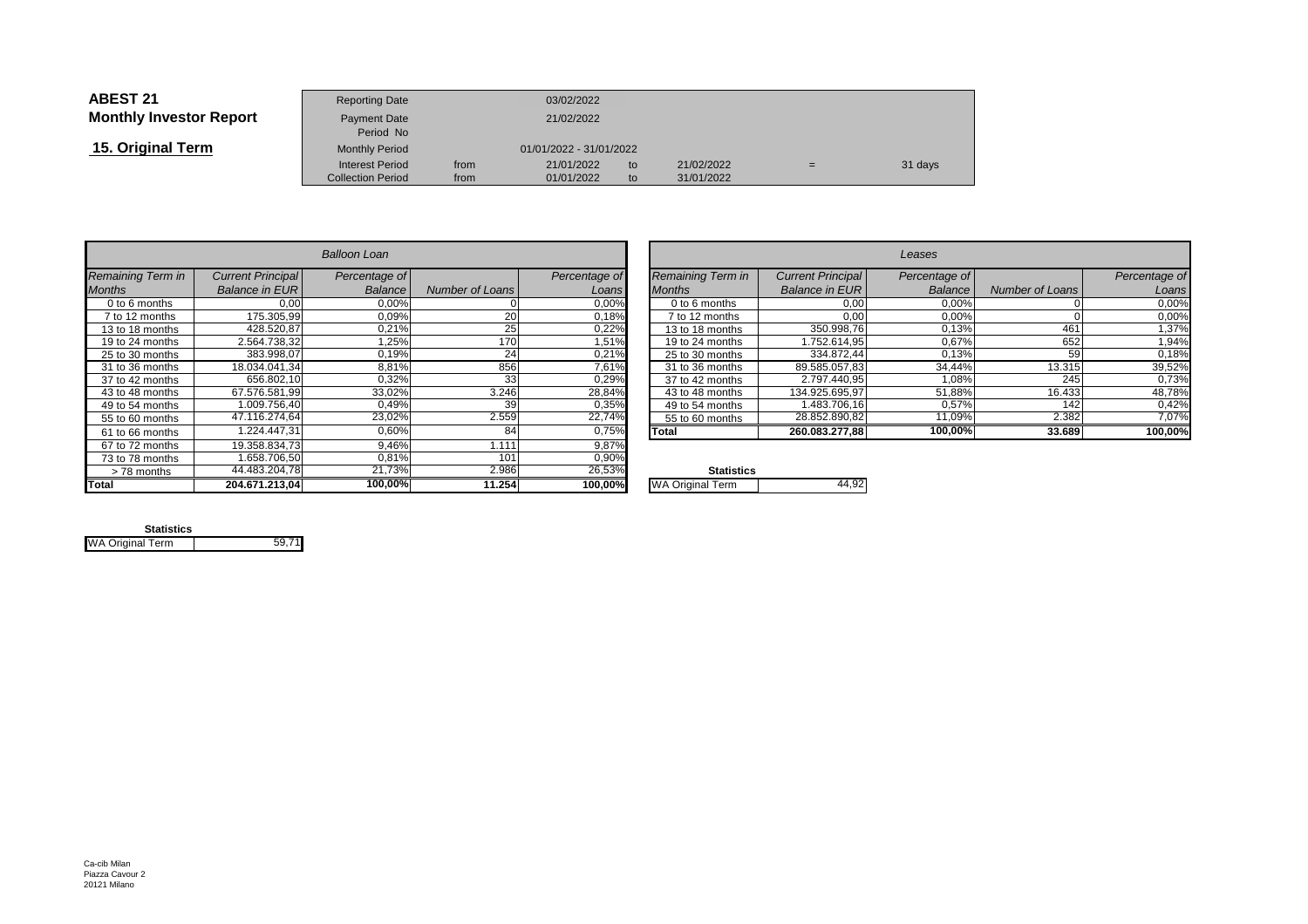# ABEST 21
## Monthly Investor Report

## 15. Original Term

| | | | | | | |
|---|---|---|---|---|---|---|
| Reporting Date | | 03/02/2022 | | | | |
| Payment Date | | 21/02/2022 | | | | |
| Period No | | | | | | |
| Monthly Period | | 01/01/2022 - 31/01/2022 | | | | |
| Interest Period | from | 21/01/2022 | to | 21/02/2022 | = | 31 days |
| Collection Period | from | 01/01/2022 | to | 31/01/2022 | | |

| *Balloon Loan* | | | | |
|---|---|---|---|---|
| *Remaining Term in Months* | *Current Principal Balance in EUR* | *Percentage of Balance* | *Number of Loans* | *Percentage of Loans* |
| 0 to 6 months | 0,00 | 0,00% | 0 | 0,00% |
| 7 to 12 months | 175.305,99 | 0,09% | 20 | 0,18% |
| 13 to 18 months | 428.520,87 | 0,21% | 25 | 0,22% |
| 19 to 24 months | 2.564.738,32 | 1,25% | 170 | 1,51% |
| 25 to 30 months | 383.998,07 | 0,19% | 24 | 0,21% |
| 31 to 36 months | 18.034.041,34 | 8,81% | 856 | 7,61% |
| 37 to 42 months | 656.802,10 | 0,32% | 33 | 0,29% |
| 43 to 48 months | 67.576.581,99 | 33,02% | 3.246 | 28,84% |
| 49 to 54 months | 1.009.756,40 | 0,49% | 39 | 0,35% |
| 55 to 60 months | 47.116.274,64 | 23,02% | 2.559 | 22,74% |
| 61 to 66 months | 1.224.447,31 | 0,60% | 84 | 0,75% |
| 67 to 72 months | 19.358.834,73 | 9,46% | 1.111 | 9,87% |
| 73 to 78 months | 1.658.706,50 | 0,81% | 101 | 0,90% |
| > 78 months | 44.483.204,78 | 21,73% | 2.986 | 26,53% |
| **Total** | **204.671.213,04** | **100,00%** | **11.254** | **100,00%** |

**Statistics**

| WA Original Term | 59,71 |
|---|---|

| *Leases* | | | | |
|---|---|---|---|---|
| *Remaining Term in Months* | *Current Principal Balance in EUR* | *Percentage of Balance* | *Number of Loans* | *Percentage of Loans* |
| 0 to 6 months | 0,00 | 0,00% | 0 | 0,00% |
| 7 to 12 months | 0,00 | 0,00% | 0 | 0,00% |
| 13 to 18 months | 350.998,76 | 0,13% | 461 | 1,37% |
| 19 to 24 months | 1.752.614,95 | 0,67% | 652 | 1,94% |
| 25 to 30 months | 334.872,44 | 0,13% | 59 | 0,18% |
| 31 to 36 months | 89.585.057,83 | 34,44% | 13.315 | 39,52% |
| 37 to 42 months | 2.797.440,95 | 1,08% | 245 | 0,73% |
| 43 to 48 months | 134.925.695,97 | 51,88% | 16.433 | 48,78% |
| 49 to 54 months | 1.483.706,16 | 0,57% | 142 | 0,42% |
| 55 to 60 months | 28.852.890,82 | 11,09% | 2.382 | 7,07% |
| **Total** | **260.083.277,88** | **100,00%** | **33.689** | **100,00%** |

**Statistics**

| WA Original Term | 44,92 |
|---|---|

Ca-cib Milan
Piazza Cavour 2
20121 Milano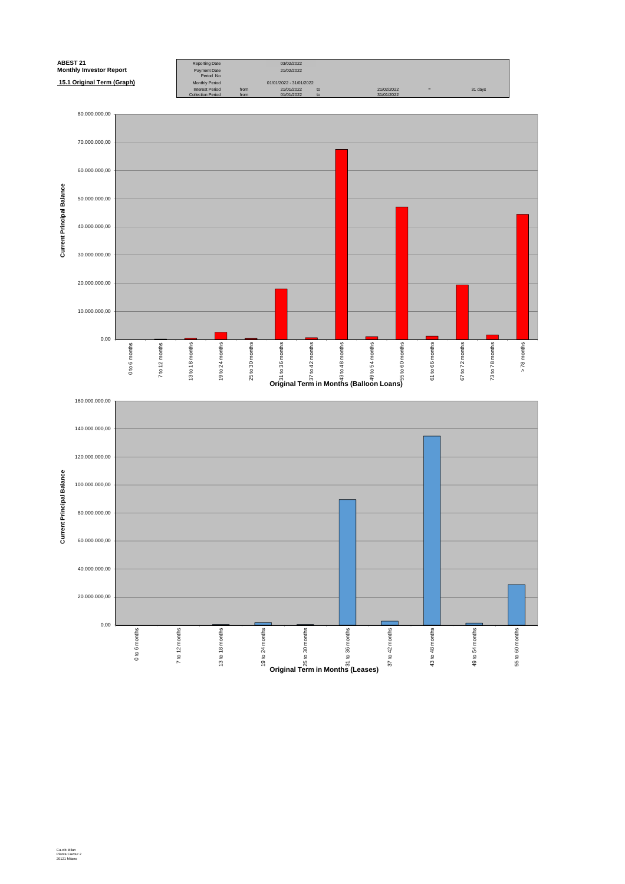**ABEST 21**
**Monthly Investor Report**

**15.1 Original Term (Graph)**

| Reporting Date | | 03/02/2022 | | | | |
|---|---|---|---|---|---|---|
| Payment Date | | 21/02/2022 | | | | |
| Period No | | | | | | |
| Monthly Period | | 01/01/2022 - 31/01/2022 | | | | |
| Interest Period | from | 21/01/2022 | to | 21/02/2022 | = | 31 days |
| Collection Period | from | 01/01/2022 | to | 31/01/2022 | | |

Current Principal Balance

Original Term in Months (Balloon Loans)

0 to 6 months, 7 to 12 months, 13 to 18 months, 19 to 24 months, 25 to 30 months, 31 to 36 months, 37 to 42 months, 43 to 48 months, 49 to 54 months, 55 to 60 months, 61 to 66 months, 67 to 72 months, 73 to 78 months, > 78 months

Current Principal Balance

Original Term in Months (Leases)

0 to 6 months, 7 to 12 months, 13 to 18 months, 19 to 24 months, 25 to 30 months, 31 to 36 months, 37 to 42 months, 43 to 48 months, 49 to 54 months, 55 to 60 months

Ca-cib Milan
Piazza Cavour 2
20121 Milano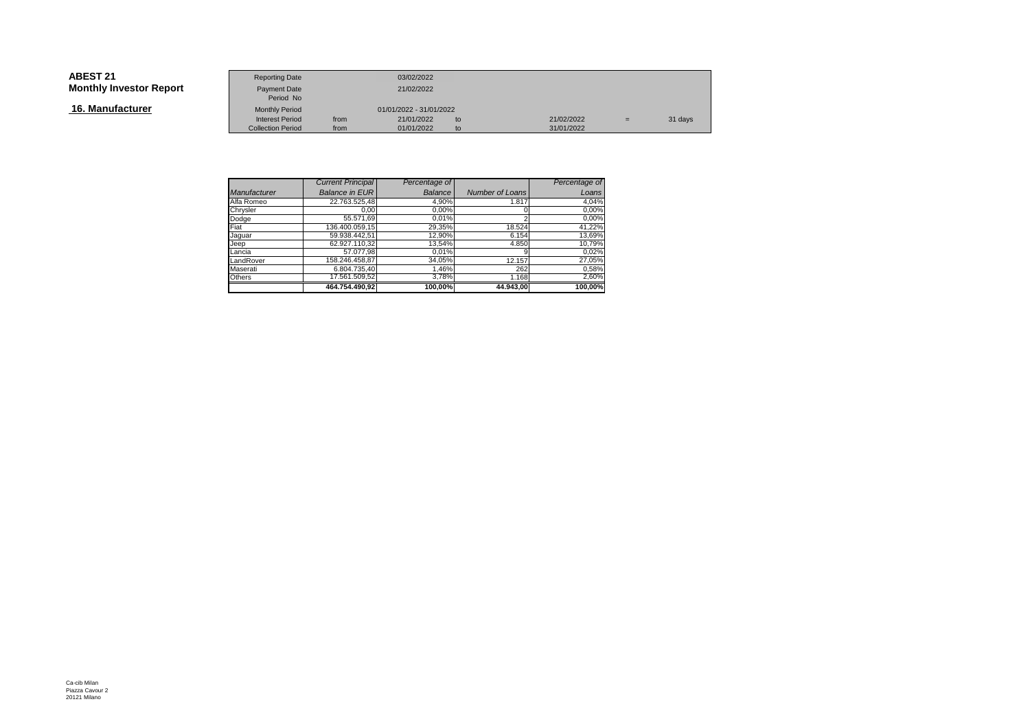**ABEST 21**
**Monthly Investor Report**

## 16. Manufacturer

| Reporting Date | | 03/02/2022 | | | | |
|---|---|---|---|---|---|---|
| Payment Date | | 21/02/2022 | | | | |
| Period No | | | | | | |
| Monthly Period | | 01/01/2022 - 31/01/2022 | | | | |
| Interest Period | from | 21/01/2022 | to | 21/02/2022 | = | 31 days |
| Collection Period | from | 01/01/2022 | to | 31/01/2022 | | |

| *Manufacturer* | *Current Principal Balance in EUR* | *Percentage of Balance* | *Number of Loans* | *Percentage of Loans* |
|---|---|---|---|---|
| Alfa Romeo | 22.763.525,48 | 4,90% | 1.817 | 4,04% |
| Chrysler | 0,00 | 0,00% | 0 | 0,00% |
| Dodge | 55.571,69 | 0,01% | 2 | 0,00% |
| Fiat | 136.400.059,15 | 29,35% | 18.524 | 41,22% |
| Jaguar | 59.938.442,51 | 12,90% | 6.154 | 13,69% |
| Jeep | 62.927.110,32 | 13,54% | 4.850 | 10,79% |
| Lancia | 57.077,98 | 0,01% | 9 | 0,02% |
| LandRover | 158.246.458,87 | 34,05% | 12.157 | 27,05% |
| Maserati | 6.804.735,40 | 1,46% | 262 | 0,58% |
| Others | 17.561.509,52 | 3,78% | 1.168 | 2,60% |
| | **464.754.490,92** | **100,00%** | **44.943,00** | **100,00%** |

Ca-cib Milan
Piazza Cavour 2
20121 Milano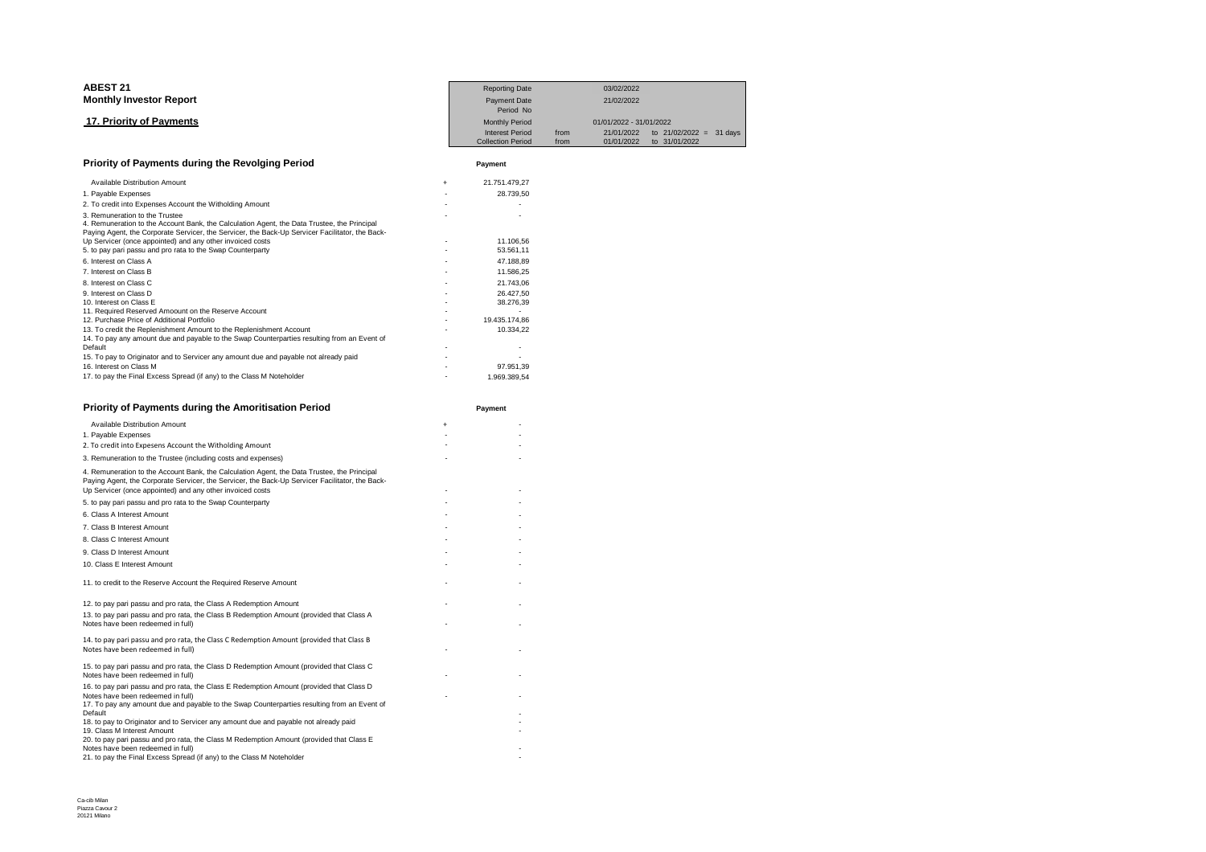**ABEST 21**
**Monthly Investor Report**

**17. Priority of Payments**

| | | | | |
|---|---|---|---|---|
| Reporting Date | | 03/02/2022 | | |
| Payment Date | | 21/02/2022 | | |
| Period No | | | | |
| Monthly Period | | 01/01/2022 - 31/01/2022 | | |
| Interest Period | from | 21/01/2022 | to 21/02/2022 = | 31 days |
| Collection Period | from | 01/01/2022 | to 31/01/2022 | |

## Priority of Payments during the Revolging Period

| | | Payment |
|---|---|---|
| Available Distribution Amount | + | 21.751.479,27 |
| 1. Payable Expenses | - | 28.739,50 |
| 2. To credit into Expenses Account the Witholding Amount | - | - |
| 3. Remuneration to the Trustee | - | - |
| 4. Remuneration to the Account Bank, the Calculation Agent, the Data Trustee, the Principal Paying Agent, the Corporate Servicer, the Servicer, the Back-Up Servicer Facilitator, the Back-Up Servicer (once appointed) and any other invoiced costs | - | 11.106,56 |
| 5. to pay pari passu and pro rata to the Swap Counterparty | - | 53.561,11 |
| 6. Interest on Class A | - | 47.188,89 |
| 7. Interest on Class B | - | 11.586,25 |
| 8. Interest on Class C | - | 21.743,06 |
| 9. Interest on Class D | - | 26.427,50 |
| 10. Interest on Class E | - | 38.276,39 |
| 11. Required Reserved Amoount on the Reserve Account | - | - |
| 12. Purchase Price of Additional Portfolio | - | 19.435.174,86 |
| 13. To credit the Replenishment Amount to the Replenishment Account | - | 10.334,22 |
| 14. To pay any amount due and payable to the Swap Counterparties resulting from an Event of Default | - | - |
| 15. To pay to Originator and to Servicer any amount due and payable not already paid | - | - |
| 16. Interest on Class M | - | 97.951,39 |
| 17. to pay the Final Excess Spread (if any) to the Class M Noteholder | - | 1.969.389,54 |

## Priority of Payments during the Amoritisation Period

| | | Payment |
|---|---|---|
| Available Distribution Amount | + | - |
| 1. Payable Expenses | - | - |
| 2. To credit into Expesens Account the Witholding Amount | - | - |
| 3. Remuneration to the Trustee (including costs and expenses) | - | - |
| 4. Remuneration to the Account Bank, the Calculation Agent, the Data Trustee, the Principal Paying Agent, the Corporate Servicer, the Servicer, the Back-Up Servicer Facilitator, the Back-Up Servicer (once appointed) and any other invoiced costs | - | - |
| 5. to pay pari passu and pro rata to the Swap Counterparty | - | - |
| 6. Class A Interest Amount | - | - |
| 7. Class B Interest Amount | - | - |
| 8. Class C Interest Amount | - | - |
| 9. Class D Interest Amount | - | - |
| 10. Class E Interest Amount | - | - |
| 11. to credit to the Reserve Account the Required Reserve Amount | - | - |
| 12. to pay pari passu and pro rata, the Class A Redemption Amount | - | - |
| 13. to pay pari passu and pro rata, the Class B Redemption Amount (provided that Class A Notes have been redeemed in full) | - | - |
| 14. to pay pari passu and pro rata, the Class C Redemption Amount (provided that Class B Notes have been redeemed in full) | - | - |
| 15. to pay pari passu and pro rata, the Class D Redemption Amount (provided that Class C Notes have been redeemed in full) | - | - |
| 16. to pay pari passu and pro rata, the Class E Redemption Amount (provided that Class D Notes have been redeemed in full) | - | - |
| 17. To pay any amount due and payable to the Swap Counterparties resulting from an Event of Default | | - |
| 18. to pay to Originator and to Servicer any amount due and payable not already paid | | - |
| 19. Class M Interest Amount | | - |
| 20. to pay pari passu and pro rata, the Class M Redemption Amount (provided that Class E Notes have been redeemed in full) | | - |
| 21. to pay the Final Excess Spread (if any) to the Class M Noteholder | | - |

Ca-cib Milan
Piazza Cavour 2
20121 Milano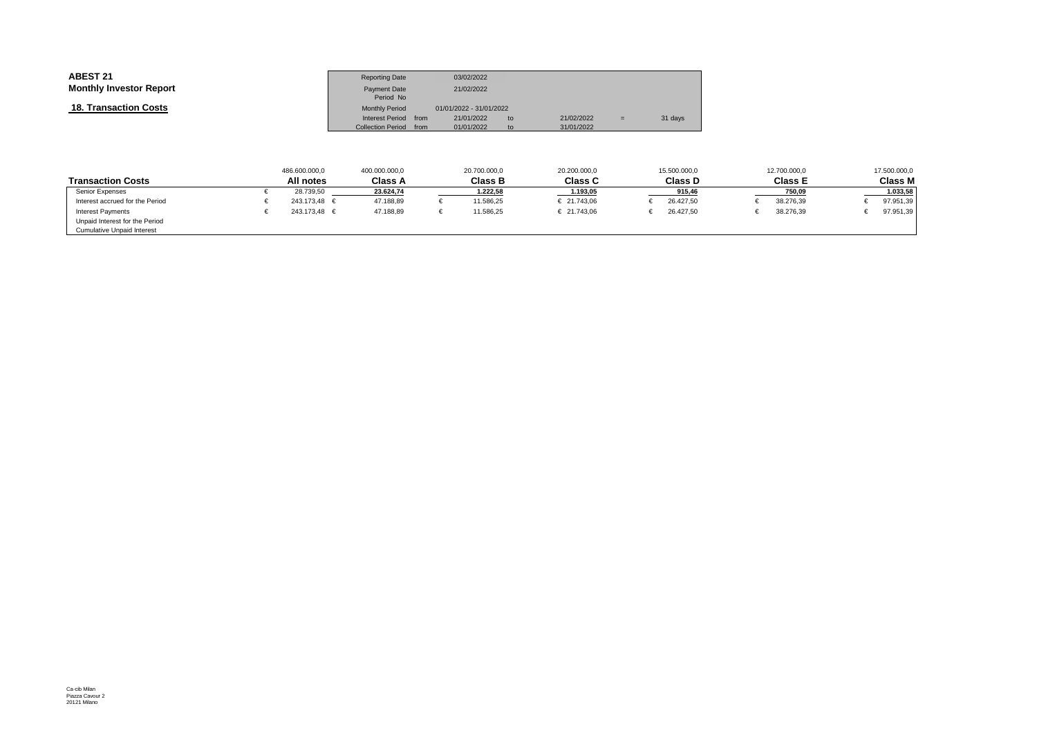**ABEST 21**
**Monthly Investor Report**

**18. Transaction Costs**

| | | | | | | |
|---|---|---|---|---|---|---|
| Reporting Date | | 03/02/2022 | | | | |
| Payment Date | | 21/02/2022 | | | | |
| Period No | | | | | | |
| Monthly Period | | 01/01/2022 - 31/01/2022 | | | | |
| Interest Period | from | 21/01/2022 | to | 21/02/2022 | = | 31 days |
| Collection Period | from | 01/01/2022 | to | 31/01/2022 | | |

| | 486.600.000,0 | 400.000.000,0 | 20.700.000,0 | 20.200.000,0 | 15.500.000,0 | 12.700.000,0 | 17.500.000,0 |
|---|---|---|---|---|---|---|---|
| **Transaction Costs** | **All notes** | **Class A** | **Class B** | **Class C** | **Class D** | **Class E** | **Class M** |
| Senior Expenses | € 28.739,50 | 23.624,74 | 1.222,58 | 1.193,05 | 915,46 | 750,09 | 1.033,58 |
| Interest accrued for the Period | € 243.173,48 | € 47.188,89 | € 11.586,25 | € 21.743,06 | € 26.427,50 | € 38.276,39 | € 97.951,39 |
| Interest Payments | € 243.173,48 | € 47.188,89 | € 11.586,25 | € 21.743,06 | € 26.427,50 | € 38.276,39 | € 97.951,39 |
| Unpaid Interest for the Period | | | | | | | |
| Cumulative Unpaid Interest | | | | | | | |

Ca-cib Milan
Piazza Cavour 2
20121 Milano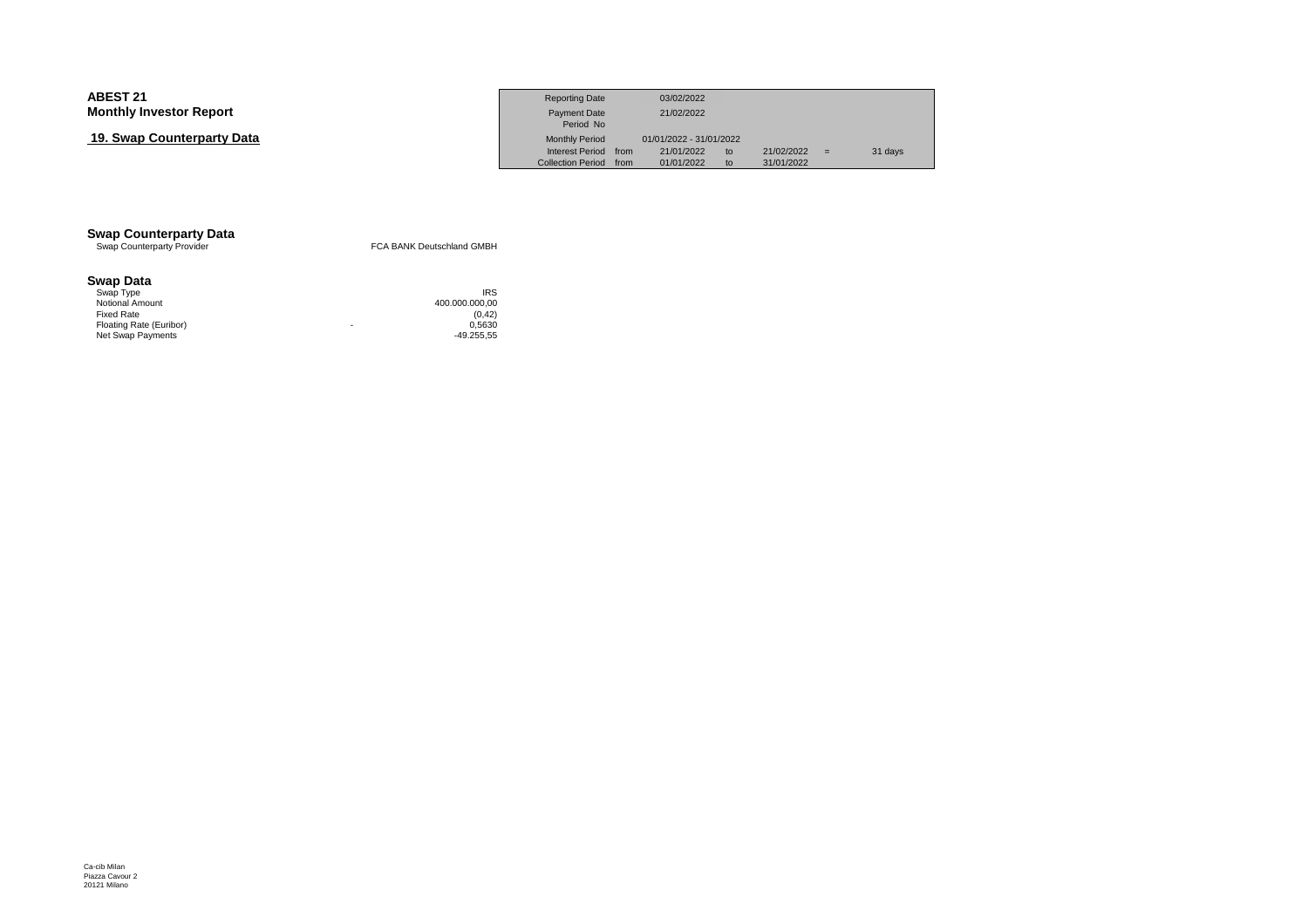# ABEST 21
## Monthly Investor Report

## 19. Swap Counterparty Data

| | | | | | | |
|---|---|---|---|---|---|---|
| Reporting Date | | 03/02/2022 | | | | |
| Payment Date | | 21/02/2022 | | | | |
| Period No | | | | | | |
| Monthly Period | | 01/01/2022 - 31/01/2022 | | | | |
| Interest Period | from | 21/01/2022 | to | 21/02/2022 | = | 31 days |
| Collection Period | from | 01/01/2022 | to | 31/01/2022 | | |

### Swap Counterparty Data

| | |
|---|---|
| Swap Counterparty Provider | FCA BANK Deutschland GMBH |

### Swap Data

| | | |
|---|---|---|
| Swap Type | | IRS |
| Notional Amount | | 400.000.000,00 |
| Fixed Rate | | (0,42) |
| Floating Rate (Euribor) | - | 0,5630 |
| Net Swap Payments | | -49.255,55 |

Ca-cib Milan
Piazza Cavour 2
20121 Milano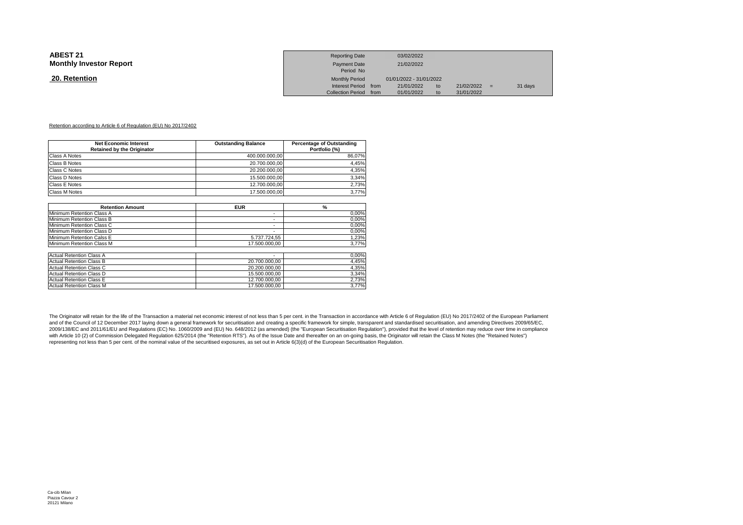**ABEST 21**
**Monthly Investor Report**

## 20. Retention

| Reporting Date | | 03/02/2022 | | | | |
|---|---|---|---|---|---|---|
| Payment Date | | 21/02/2022 | | | | |
| Period No | | | | | | |
| Monthly Period | | 01/01/2022 - 31/01/2022 | | | | |
| Interest Period | from | 21/01/2022 | to | 21/02/2022 | = | 31 days |
| Collection Period | from | 01/01/2022 | to | 31/01/2022 | | |

Retention according to Article 6 of Regulation (EU) No 2017/2402

| Net Economic Interest Retained by the Originator | Outstanding Balance | Percentage of Outstanding Portfolio (%) |
|---|---|---|
| Class A Notes | 400.000.000,00 | 86,07% |
| Class B Notes | 20.700.000,00 | 4,45% |
| Class C Notes | 20.200.000,00 | 4,35% |
| Class D Notes | 15.500.000,00 | 3,34% |
| Class E Notes | 12.700.000,00 | 2,73% |
| Class M Notes | 17.500.000,00 | 3,77% |

| Retention Amount | EUR | % |
|---|---|---|
| Minimum Retention Class A | - | 0,00% |
| Minimum Retention Class B | - | 0,00% |
| Minimum Retention Class C | - | 0,00% |
| Minimum Retention Class D | - | 0,00% |
| Minimum Retention Calss E | 5.737.724,55 | 1,23% |
| Minimum Retention Class M | 17.500.000,00 | 3,77% |
| | | |
| Actual Retention Class A | - | 0,00% |
| Actual Retention Class B | 20.700.000,00 | 4,45% |
| Actual Retention Class C | 20.200.000,00 | 4,35% |
| Actual Retention Class D | 15.500.000,00 | 3,34% |
| Actual Retention Class E | 12.700.000,00 | 2,73% |
| Actual Retention Class M | 17.500.000,00 | 3,77% |

The Originator will retain for the life of the Transaction a material net economic interest of not less than 5 per cent. in the Transaction in accordance with Article 6 of Regulation (EU) No 2017/2402 of the European Parliament and of the Council of 12 December 2017 laying down a general framework for securitisation and creating a specific framework for simple, transparent and standardised securitisation, and amending Directives 2009/65/EC, 2009/138/EC and 2011/61/EU and Regulations (EC) No. 1060/2009 and (EU) No. 648/2012 (as amended) (the "European Securitisation Regulation"), provided that the level of retention may reduce over time in compliance with Article 10 (2) of Commission Delegated Regulation 625/2014 (the "Retention RTS"). As of the Issue Date and thereafter on an on-going basis, the Originator will retain the Class M Notes (the "Retained Notes") representing not less than 5 per cent. of the nominal value of the securitised exposures, as set out in Article 6(3)(d) of the European Securitisation Regulation.

Ca-cib Milan
Piazza Cavour 2
20121 Milano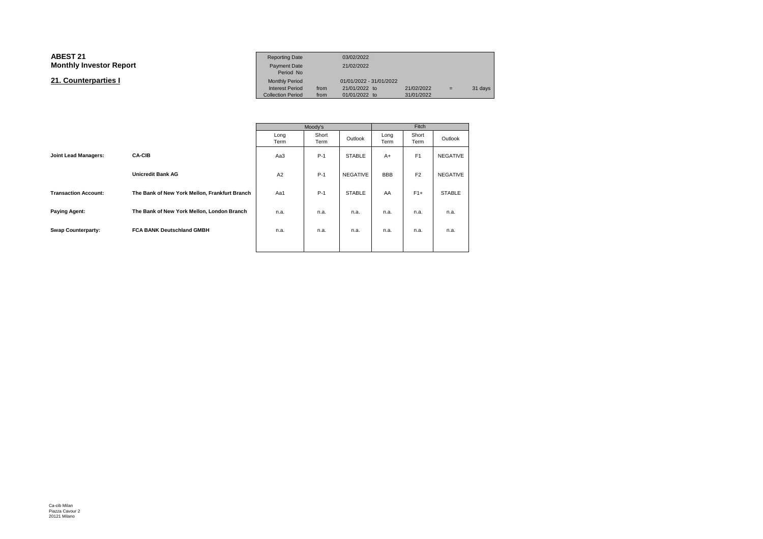# ABEST 21
# Monthly Investor Report

## 21. Counterparties I

| Reporting Date | | 03/02/2022 | | | |
|---|---|---|---|---|---|
| Payment Date | | 21/02/2022 | | | |
| Period No | | | | | |
| Monthly Period | | 01/01/2022 - 31/01/2022 | | | |
| Interest Period | from | 21/01/2022 to | 21/02/2022 | = | 31 days |
| Collection Period | from | 01/01/2022 to | 31/01/2022 | | |

| | | Moody's | | | Fitch | | |
|---|---|---|---|---|---|---|---|
| | | Long Term | Short Term | Outlook | Long Term | Short Term | Outlook |
| **Joint Lead Managers:** | **CA-CIB** | Aa3 | P-1 | STABLE | A+ | F1 | NEGATIVE |
| | **Unicredit Bank AG** | A2 | P-1 | NEGATIVE | BBB | F2 | NEGATIVE |
| **Transaction Account:** | **The Bank of New York Mellon, Frankfurt Branch** | Aa1 | P-1 | STABLE | AA | F1+ | STABLE |
| **Paying Agent:** | **The Bank of New York Mellon, London Branch** | n.a. | n.a. | n.a. | n.a. | n.a. | n.a. |
| **Swap Counterparty:** | **FCA BANK Deutschland GMBH** | n.a. | n.a. | n.a. | n.a. | n.a. | n.a. |

Ca-cib Milan
Piazza Cavour 2
20121 Milano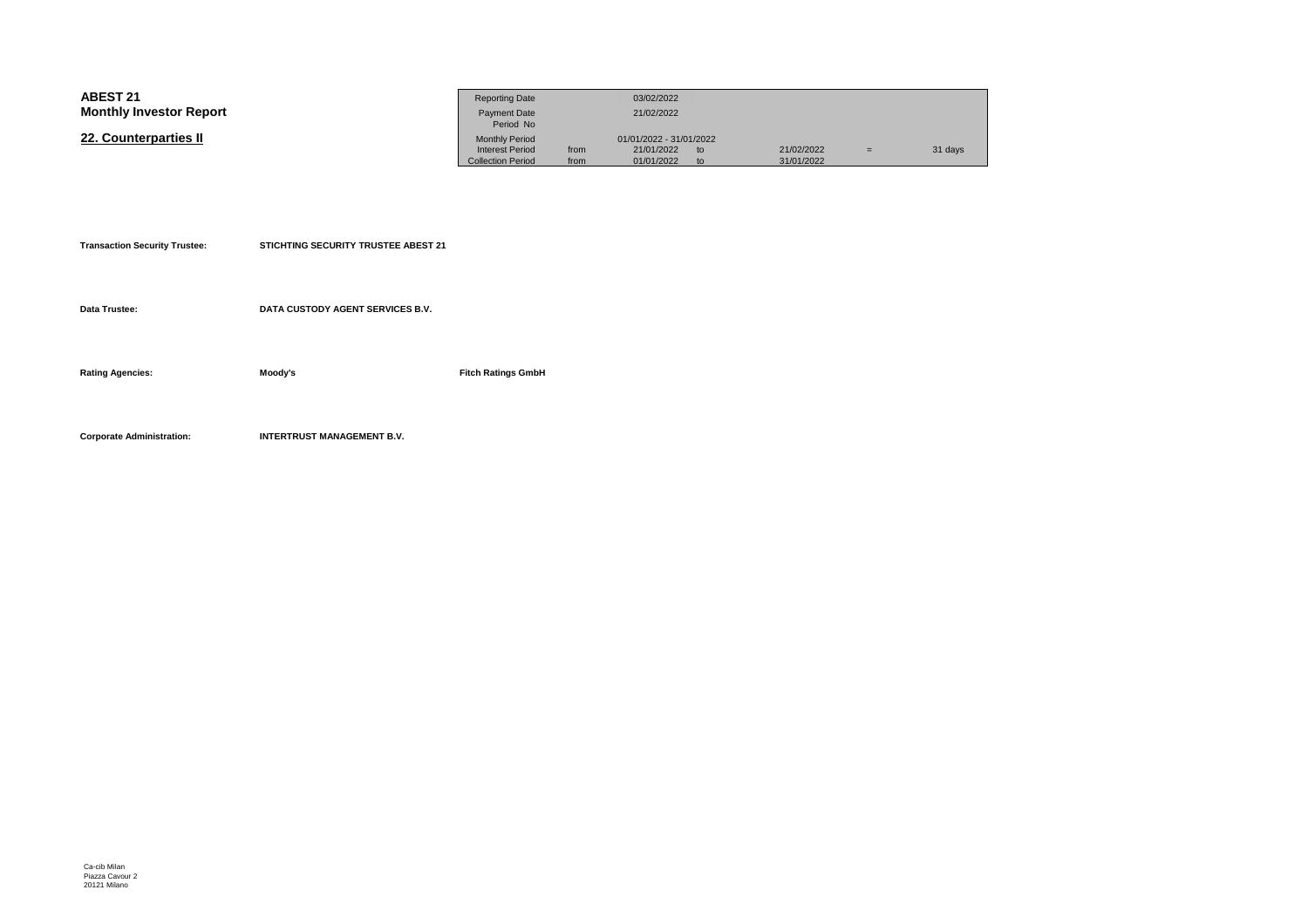**ABEST 21**
**Monthly Investor Report**

## 22. Counterparties II

| | | | | | | |
|---|---|---|---|---|---|---|
| Reporting Date | | 03/02/2022 | | | | |
| Payment Date | | 21/02/2022 | | | | |
| Period No | | | | | | |
| Monthly Period | | 01/01/2022 - 31/01/2022 | | | | |
| Interest Period | from | 21/01/2022 | to | 21/02/2022 | = | 31 days |
| Collection Period | from | 01/01/2022 | to | 31/01/2022 | | |

**Transaction Security Trustee:** **STICHTING SECURITY TRUSTEE ABEST 21**

**Data Trustee:** **DATA CUSTODY AGENT SERVICES B.V.**

**Rating Agencies:** **Moody's** **Fitch Ratings GmbH**

**Corporate Administration:** **INTERTRUST MANAGEMENT B.V.**

Ca-cib Milan
Piazza Cavour 2
20121 Milano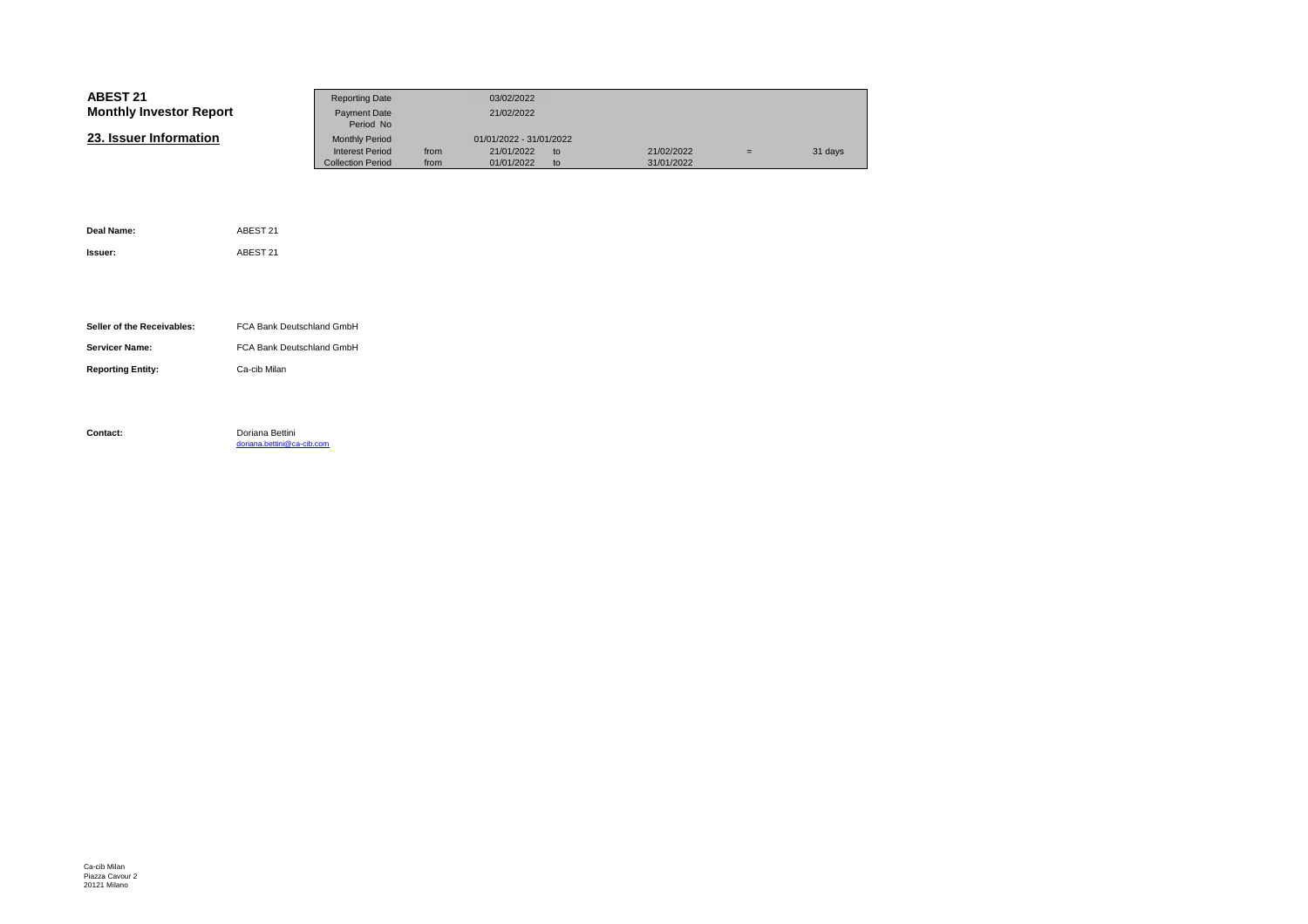# ABEST 21
## Monthly Investor Report

## 23. Issuer Information

| Reporting Date | | 03/02/2022 | | | | |
|---|---|---|---|---|---|---|
| Payment Date | | 21/02/2022 | | | | |
| Period No | | | | | | |
| Monthly Period | | 01/01/2022 - 31/01/2022 | | | | |
| Interest Period | from | 21/01/2022 | to | 21/02/2022 | = | 31 days |
| Collection Period | from | 01/01/2022 | to | 31/01/2022 | | |

**Deal Name:** ABEST 21

**Issuer:** ABEST 21

**Seller of the Receivables:** FCA Bank Deutschland GmbH

**Servicer Name:** FCA Bank Deutschland GmbH

**Reporting Entity:** Ca-cib Milan

**Contact:** Doriana Bettini
doriana.bettini@ca-cib.com

Ca-cib Milan
Piazza Cavour 2
20121 Milano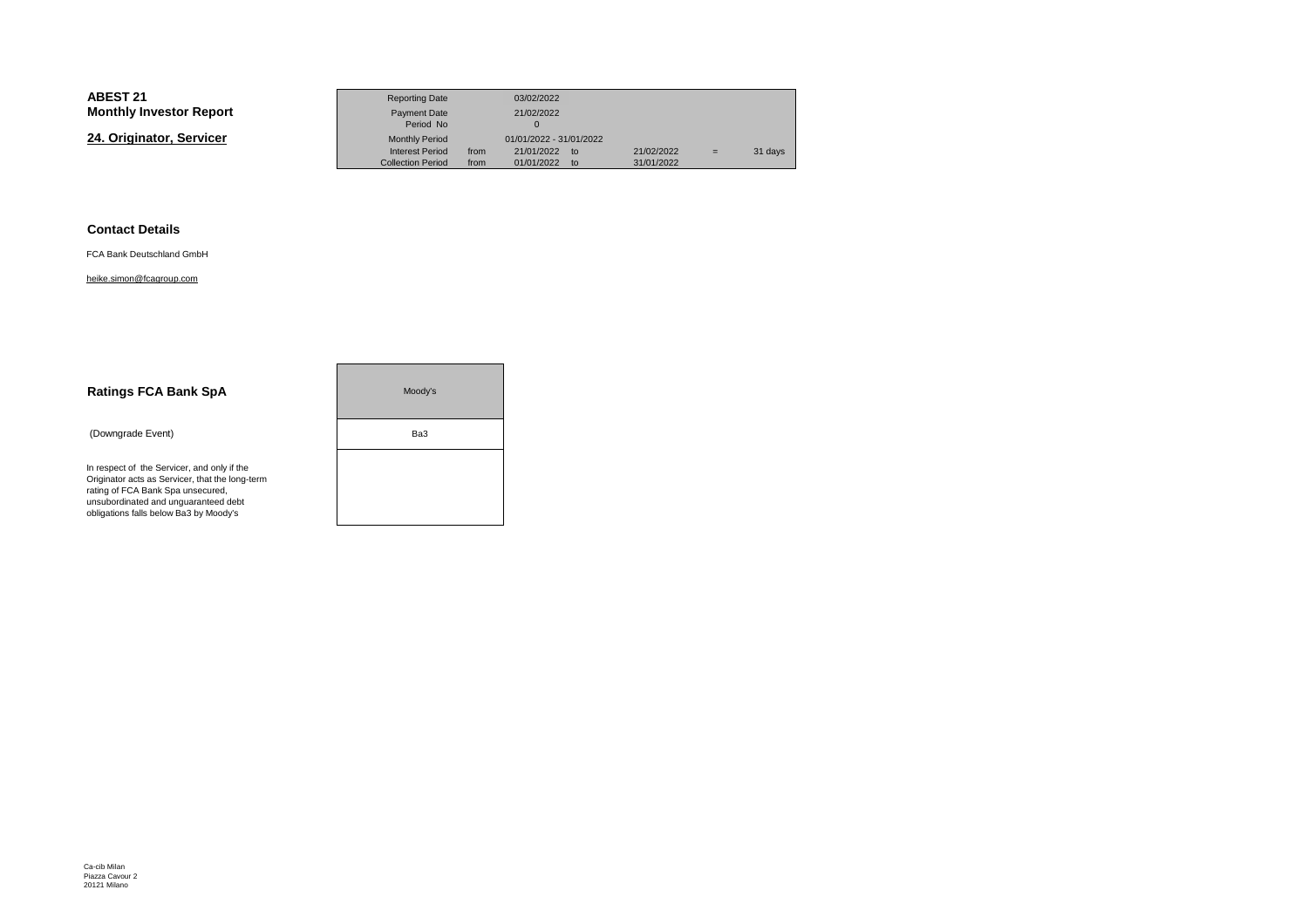**ABEST 21**
**Monthly Investor Report**

**24. Originator, Servicer**

| Reporting Date | | 03/02/2022 | | | | |
|---|---|---|---|---|---|---|
| Payment Date | | 21/02/2022 | | | | |
| Period No | | 0 | | | | |
| Monthly Period | | 01/01/2022 - 31/01/2022 | | | | |
| Interest Period | from | 21/01/2022 | to | 21/02/2022 | = | 31 days |
| Collection Period | from | 01/01/2022 | to | 31/01/2022 | | |

### Contact Details

FCA Bank Deutschland GmbH

heike.simon@fcagroup.com

| Ratings FCA Bank SpA | Moody's |
|---|---|
| (Downgrade Event) | Ba3 |
| In respect of the Servicer, and only if the Originator acts as Servicer, that the long-term rating of FCA Bank Spa unsecured, unsubordinated and unguaranteed debt obligations falls below Ba3 by Moody's | |

Ca-cib Milan
Piazza Cavour 2
20121 Milano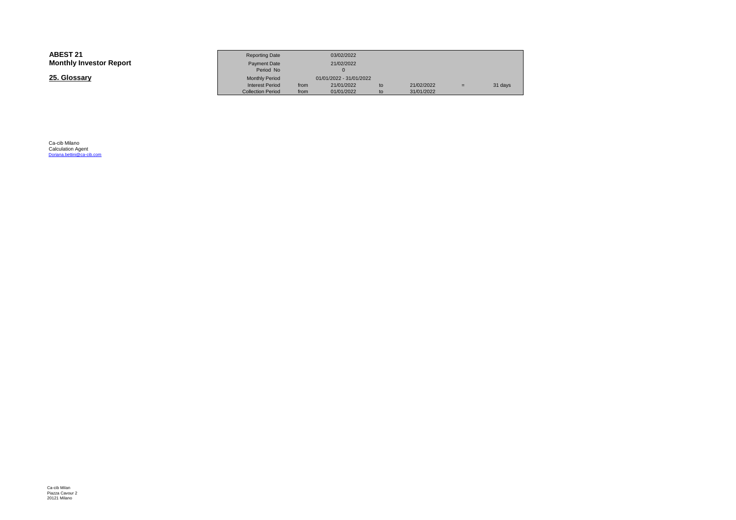# ABEST 21
## Monthly Investor Report

## 25. Glossary

| | | | | | | |
|---|---|---|---|---|---|---|
| Reporting Date | | 03/02/2022 | | | | |
| Payment Date | | 21/02/2022 | | | | |
| Period No | | 0 | | | | |
| Monthly Period | | 01/01/2022 - 31/01/2022 | | | | |
| Interest Period | from | 21/01/2022 | to | 21/02/2022 | = | 31 days |
| Collection Period | from | 01/01/2022 | to | 31/01/2022 | | |

Ca-cib Milano
Calculation Agent
Doriana.bettini@ca-cib.com

Ca-cib Milan
Piazza Cavour 2
20121 Milano